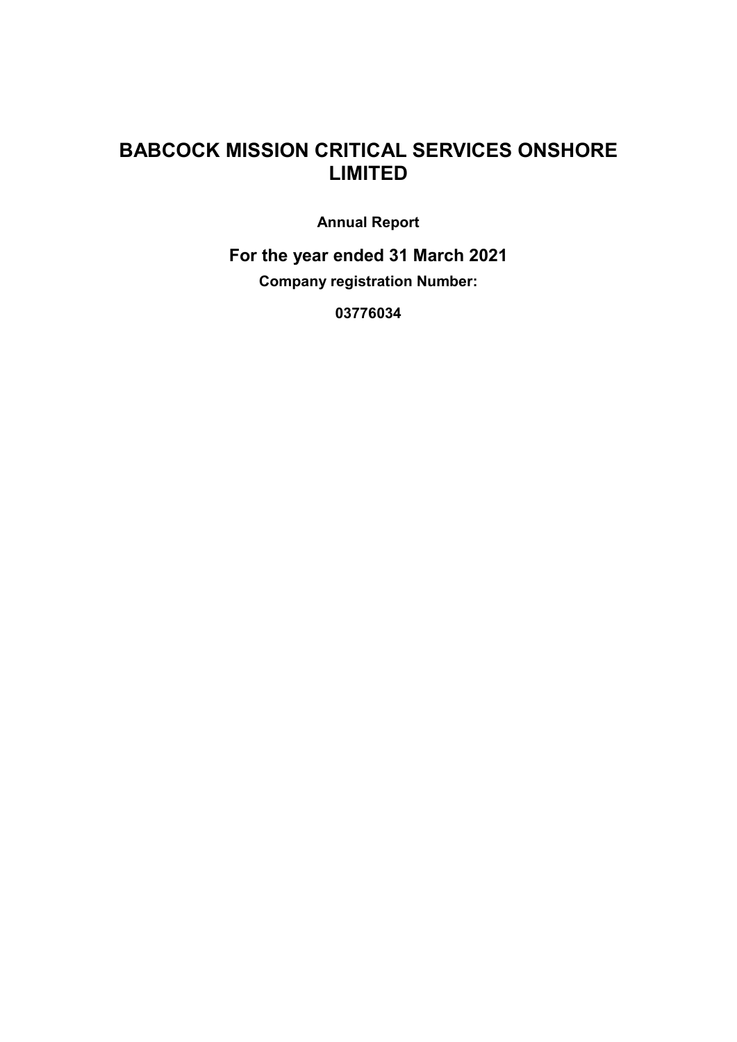# BABCOCK MISSION CRITICAL SERVICES ONSHORE LIMITED

**Annual Report**

## For the year ended 31 March 2021

**Company registration Number:**

**03776034**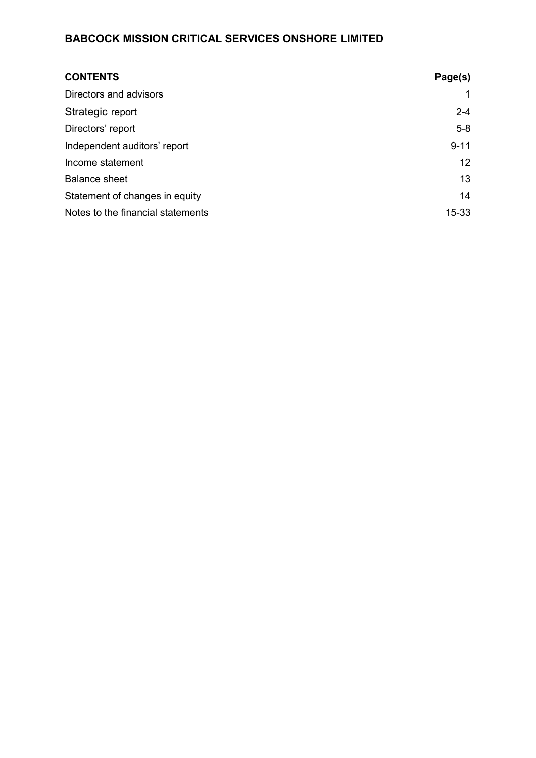**BABCOCK MISSION CRITICAL SERVICES ONSHORE LIMITED**

| **CONTENTS** | **Page(s)** |
| --- | --- |
| Directors and advisors | 1 |
| Strategic report | 2-4 |
| Directors' report | 5-8 |
| Independent auditors' report | 9-11 |
| Income statement | 12 |
| Balance sheet | 13 |
| Statement of changes in equity | 14 |
| Notes to the financial statements | 15-33 |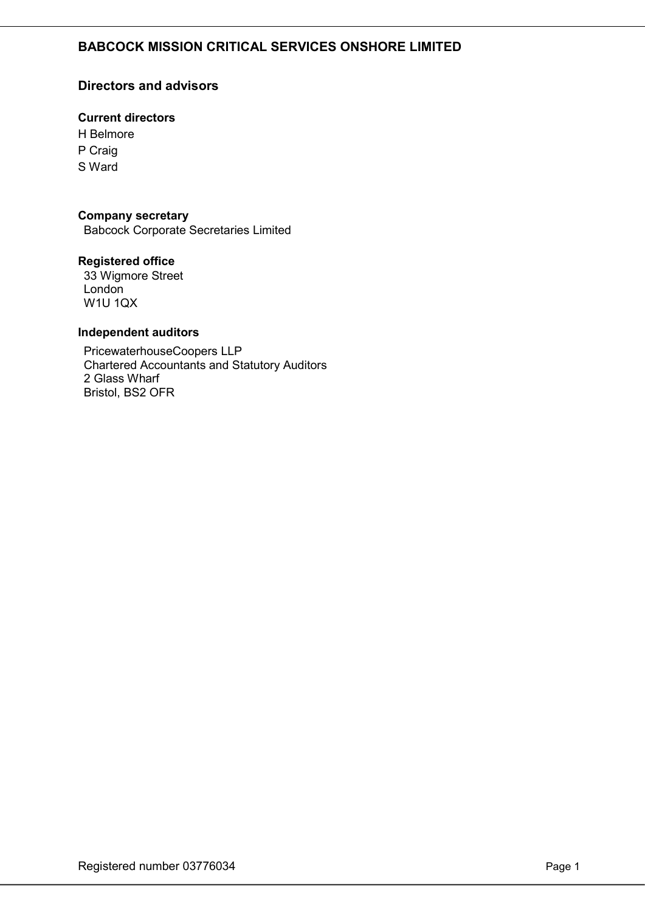# BABCOCK MISSION CRITICAL SERVICES ONSHORE LIMITED

## Directors and advisors

### Current directors

H Belmore
P Craig
S Ward

### Company secretary

Babcock Corporate Secretaries Limited

### Registered office

33 Wigmore Street
London
W1U 1QX

### Independent auditors

PricewaterhouseCoopers LLP
Chartered Accountants and Statutory Auditors
2 Glass Wharf
Bristol, BS2 OFR

Registered number 03776034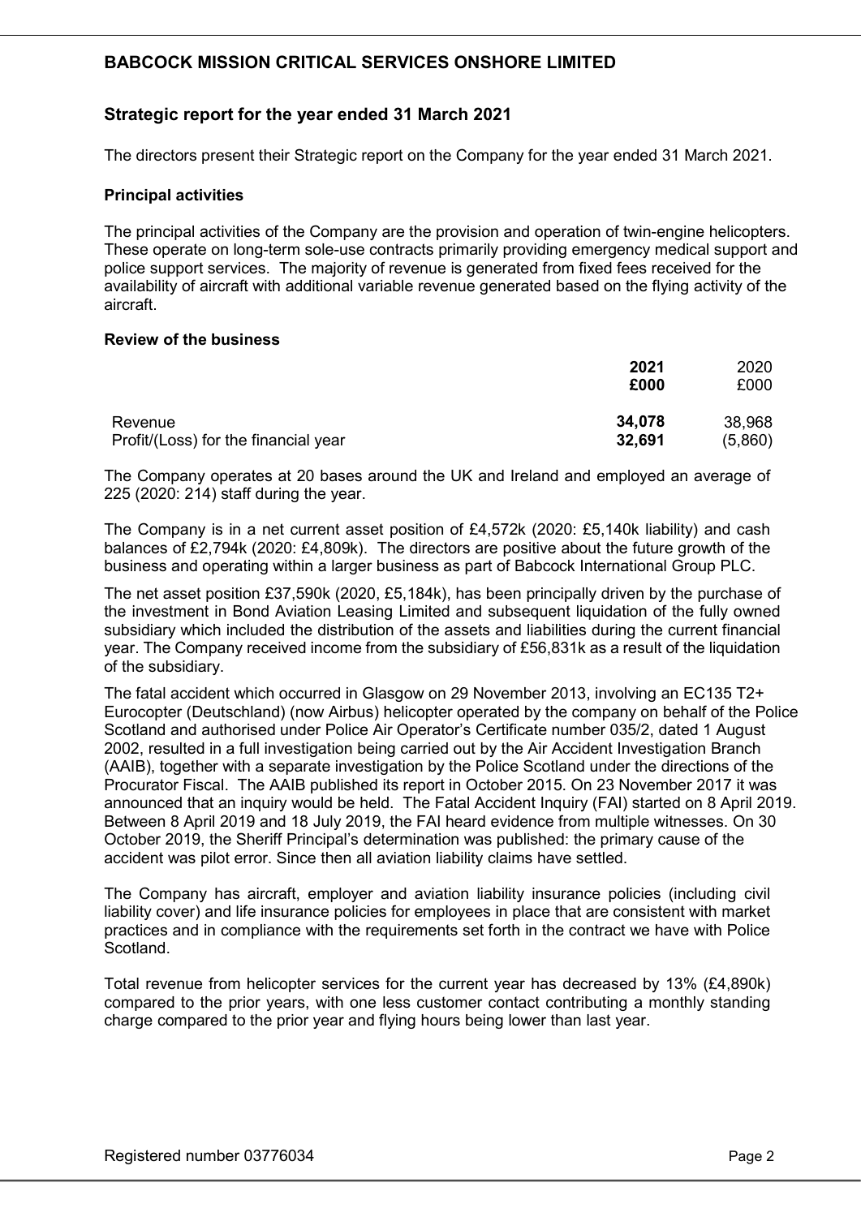# BABCOCK MISSION CRITICAL SERVICES ONSHORE LIMITED

## Strategic report for the year ended 31 March 2021

The directors present their Strategic report on the Company for the year ended 31 March 2021.

### Principal activities

The principal activities of the Company are the provision and operation of twin-engine helicopters. These operate on long-term sole-use contracts primarily providing emergency medical support and police support services. The majority of revenue is generated from fixed fees received for the availability of aircraft with additional variable revenue generated based on the flying activity of the aircraft.

### Review of the business

| | **2021** | 2020 |
|---|---|---|
| | **£000** | £000 |
| Revenue | **34,078** | 38,968 |
| Profit/(Loss) for the financial year | **32,691** | (5,860) |

The Company operates at 20 bases around the UK and Ireland and employed an average of 225 (2020: 214) staff during the year.

The Company is in a net current asset position of £4,572k (2020: £5,140k liability) and cash balances of £2,794k (2020: £4,809k). The directors are positive about the future growth of the business and operating within a larger business as part of Babcock International Group PLC.

The net asset position £37,590k (2020, £5,184k), has been principally driven by the purchase of the investment in Bond Aviation Leasing Limited and subsequent liquidation of the fully owned subsidiary which included the distribution of the assets and liabilities during the current financial year. The Company received income from the subsidiary of £56,831k as a result of the liquidation of the subsidiary.

The fatal accident which occurred in Glasgow on 29 November 2013, involving an EC135 T2+ Eurocopter (Deutschland) (now Airbus) helicopter operated by the company on behalf of the Police Scotland and authorised under Police Air Operator's Certificate number 035/2, dated 1 August 2002, resulted in a full investigation being carried out by the Air Accident Investigation Branch (AAIB), together with a separate investigation by the Police Scotland under the directions of the Procurator Fiscal. The AAIB published its report in October 2015. On 23 November 2017 it was announced that an inquiry would be held. The Fatal Accident Inquiry (FAI) started on 8 April 2019. Between 8 April 2019 and 18 July 2019, the FAI heard evidence from multiple witnesses. On 30 October 2019, the Sheriff Principal's determination was published: the primary cause of the accident was pilot error. Since then all aviation liability claims have settled.

The Company has aircraft, employer and aviation liability insurance policies (including civil liability cover) and life insurance policies for employees in place that are consistent with market practices and in compliance with the requirements set forth in the contract we have with Police Scotland.

Total revenue from helicopter services for the current year has decreased by 13% (£4,890k) compared to the prior years, with one less customer contact contributing a monthly standing charge compared to the prior year and flying hours being lower than last year.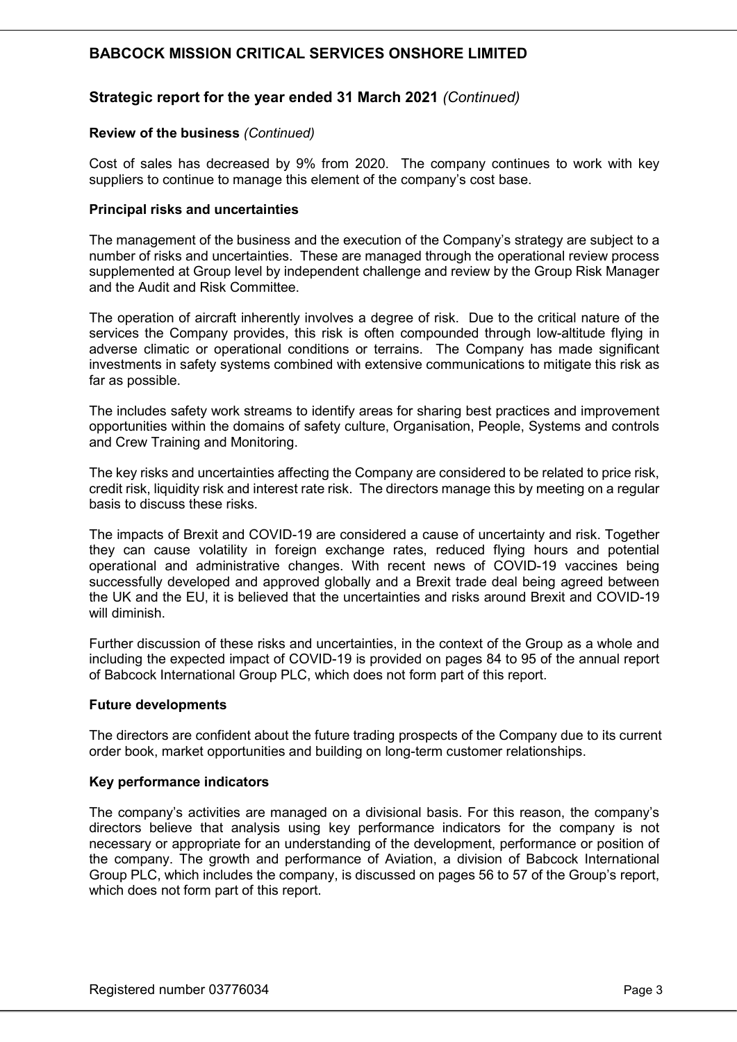## Strategic report for the year ended 31 March 2021 *(Continued)*

### Review of the business *(Continued)*

Cost of sales has decreased by 9% from 2020. The company continues to work with key suppliers to continue to manage this element of the company's cost base.

### Principal risks and uncertainties

The management of the business and the execution of the Company's strategy are subject to a number of risks and uncertainties. These are managed through the operational review process supplemented at Group level by independent challenge and review by the Group Risk Manager and the Audit and Risk Committee.

The operation of aircraft inherently involves a degree of risk. Due to the critical nature of the services the Company provides, this risk is often compounded through low-altitude flying in adverse climatic or operational conditions or terrains. The Company has made significant investments in safety systems combined with extensive communications to mitigate this risk as far as possible.

The includes safety work streams to identify areas for sharing best practices and improvement opportunities within the domains of safety culture, Organisation, People, Systems and controls and Crew Training and Monitoring.

The key risks and uncertainties affecting the Company are considered to be related to price risk, credit risk, liquidity risk and interest rate risk. The directors manage this by meeting on a regular basis to discuss these risks.

The impacts of Brexit and COVID-19 are considered a cause of uncertainty and risk. Together they can cause volatility in foreign exchange rates, reduced flying hours and potential operational and administrative changes. With recent news of COVID-19 vaccines being successfully developed and approved globally and a Brexit trade deal being agreed between the UK and the EU, it is believed that the uncertainties and risks around Brexit and COVID-19 will diminish.

Further discussion of these risks and uncertainties, in the context of the Group as a whole and including the expected impact of COVID-19 is provided on pages 84 to 95 of the annual report of Babcock International Group PLC, which does not form part of this report.

### Future developments

The directors are confident about the future trading prospects of the Company due to its current order book, market opportunities and building on long-term customer relationships.

### Key performance indicators

The company's activities are managed on a divisional basis. For this reason, the company's directors believe that analysis using key performance indicators for the company is not necessary or appropriate for an understanding of the development, performance or position of the company. The growth and performance of Aviation, a division of Babcock International Group PLC, which includes the company, is discussed on pages 56 to 57 of the Group's report, which does not form part of this report.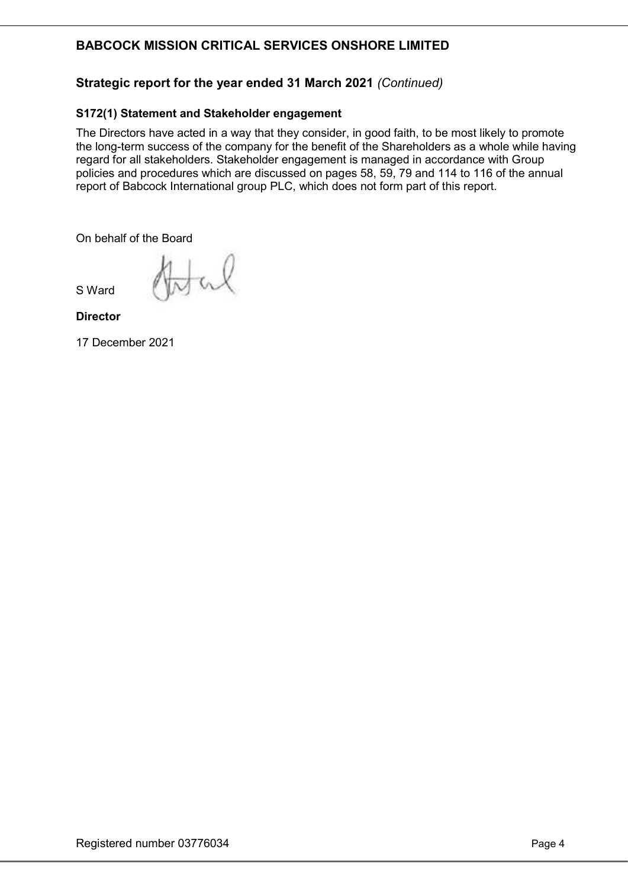# BABCOCK MISSION CRITICAL SERVICES ONSHORE LIMITED

## Strategic report for the year ended 31 March 2021 *(Continued)*

### S172(1) Statement and Stakeholder engagement

The Directors have acted in a way that they consider, in good faith, to be most likely to promote the long-term success of the company for the benefit of the Shareholders as a whole while having regard for all stakeholders. Stakeholder engagement is managed in accordance with Group policies and procedures which are discussed on pages 58, 59, 79 and 114 to 116 of the annual report of Babcock International group PLC, which does not form part of this report.

On behalf of the Board

S Ward

**Director**

17 December 2021

Registered number 03776034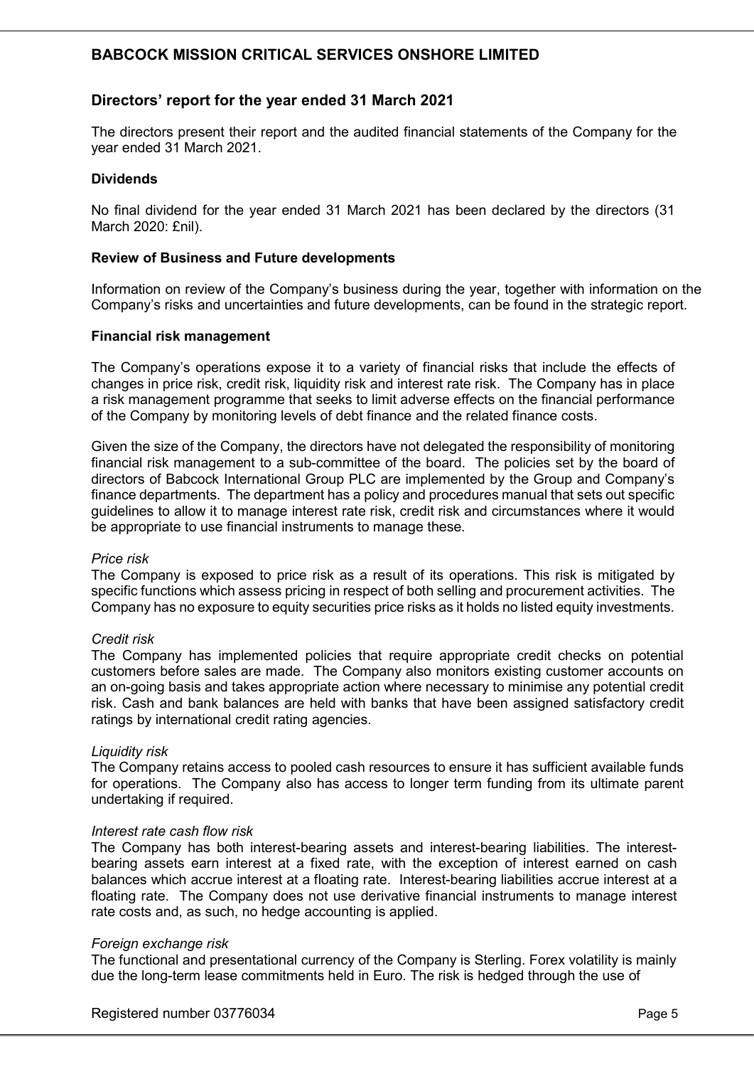# BABCOCK MISSION CRITICAL SERVICES ONSHORE LIMITED

## Directors' report for the year ended 31 March 2021

The directors present their report and the audited financial statements of the Company for the year ended 31 March 2021.

### Dividends

No final dividend for the year ended 31 March 2021 has been declared by the directors (31 March 2020: £nil).

### Review of Business and Future developments

Information on review of the Company's business during the year, together with information on the Company's risks and uncertainties and future developments, can be found in the strategic report.

### Financial risk management

The Company's operations expose it to a variety of financial risks that include the effects of changes in price risk, credit risk, liquidity risk and interest rate risk. The Company has in place a risk management programme that seeks to limit adverse effects on the financial performance of the Company by monitoring levels of debt finance and the related finance costs.

Given the size of the Company, the directors have not delegated the responsibility of monitoring financial risk management to a sub-committee of the board. The policies set by the board of directors of Babcock International Group PLC are implemented by the Group and Company's finance departments. The department has a policy and procedures manual that sets out specific guidelines to allow it to manage interest rate risk, credit risk and circumstances where it would be appropriate to use financial instruments to manage these.

*Price risk*
The Company is exposed to price risk as a result of its operations. This risk is mitigated by specific functions which assess pricing in respect of both selling and procurement activities. The Company has no exposure to equity securities price risks as it holds no listed equity investments.

*Credit risk*
The Company has implemented policies that require appropriate credit checks on potential customers before sales are made. The Company also monitors existing customer accounts on an on-going basis and takes appropriate action where necessary to minimise any potential credit risk. Cash and bank balances are held with banks that have been assigned satisfactory credit ratings by international credit rating agencies.

*Liquidity risk*
The Company retains access to pooled cash resources to ensure it has sufficient available funds for operations. The Company also has access to longer term funding from its ultimate parent undertaking if required.

*Interest rate cash flow risk*
The Company has both interest-bearing assets and interest-bearing liabilities. The interest-bearing assets earn interest at a fixed rate, with the exception of interest earned on cash balances which accrue interest at a floating rate. Interest-bearing liabilities accrue interest at a floating rate. The Company does not use derivative financial instruments to manage interest rate costs and, as such, no hedge accounting is applied.

*Foreign exchange risk*
The functional and presentational currency of the Company is Sterling. Forex volatility is mainly due the long-term lease commitments held in Euro. The risk is hedged through the use of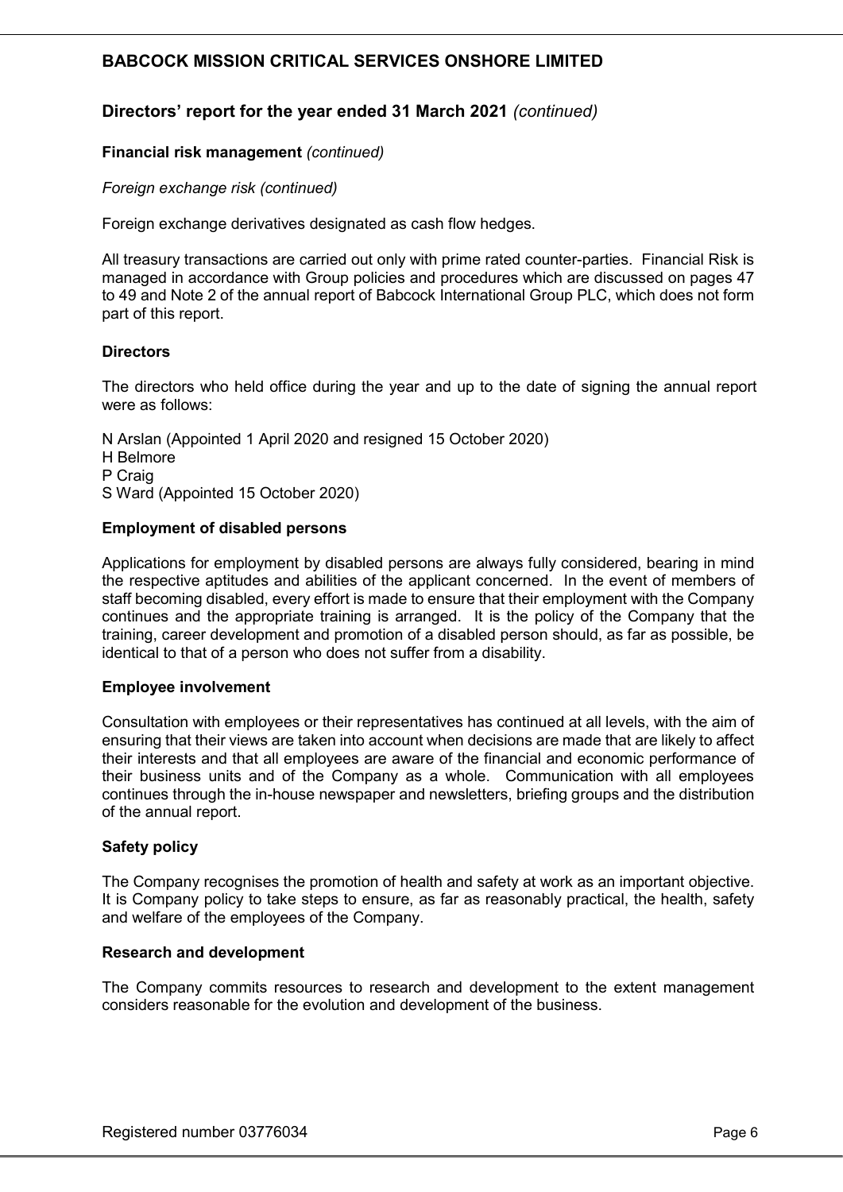## Directors' report for the year ended 31 March 2021 *(continued)*

### Financial risk management *(continued)*

*Foreign exchange risk (continued)*

Foreign exchange derivatives designated as cash flow hedges.

All treasury transactions are carried out only with prime rated counter-parties. Financial Risk is managed in accordance with Group policies and procedures which are discussed on pages 47 to 49 and Note 2 of the annual report of Babcock International Group PLC, which does not form part of this report.

### Directors

The directors who held office during the year and up to the date of signing the annual report were as follows:

N Arslan (Appointed 1 April 2020 and resigned 15 October 2020)
H Belmore
P Craig
S Ward (Appointed 15 October 2020)

### Employment of disabled persons

Applications for employment by disabled persons are always fully considered, bearing in mind the respective aptitudes and abilities of the applicant concerned. In the event of members of staff becoming disabled, every effort is made to ensure that their employment with the Company continues and the appropriate training is arranged. It is the policy of the Company that the training, career development and promotion of a disabled person should, as far as possible, be identical to that of a person who does not suffer from a disability.

### Employee involvement

Consultation with employees or their representatives has continued at all levels, with the aim of ensuring that their views are taken into account when decisions are made that are likely to affect their interests and that all employees are aware of the financial and economic performance of their business units and of the Company as a whole. Communication with all employees continues through the in-house newspaper and newsletters, briefing groups and the distribution of the annual report.

### Safety policy

The Company recognises the promotion of health and safety at work as an important objective. It is Company policy to take steps to ensure, as far as reasonably practical, the health, safety and welfare of the employees of the Company.

### Research and development

The Company commits resources to research and development to the extent management considers reasonable for the evolution and development of the business.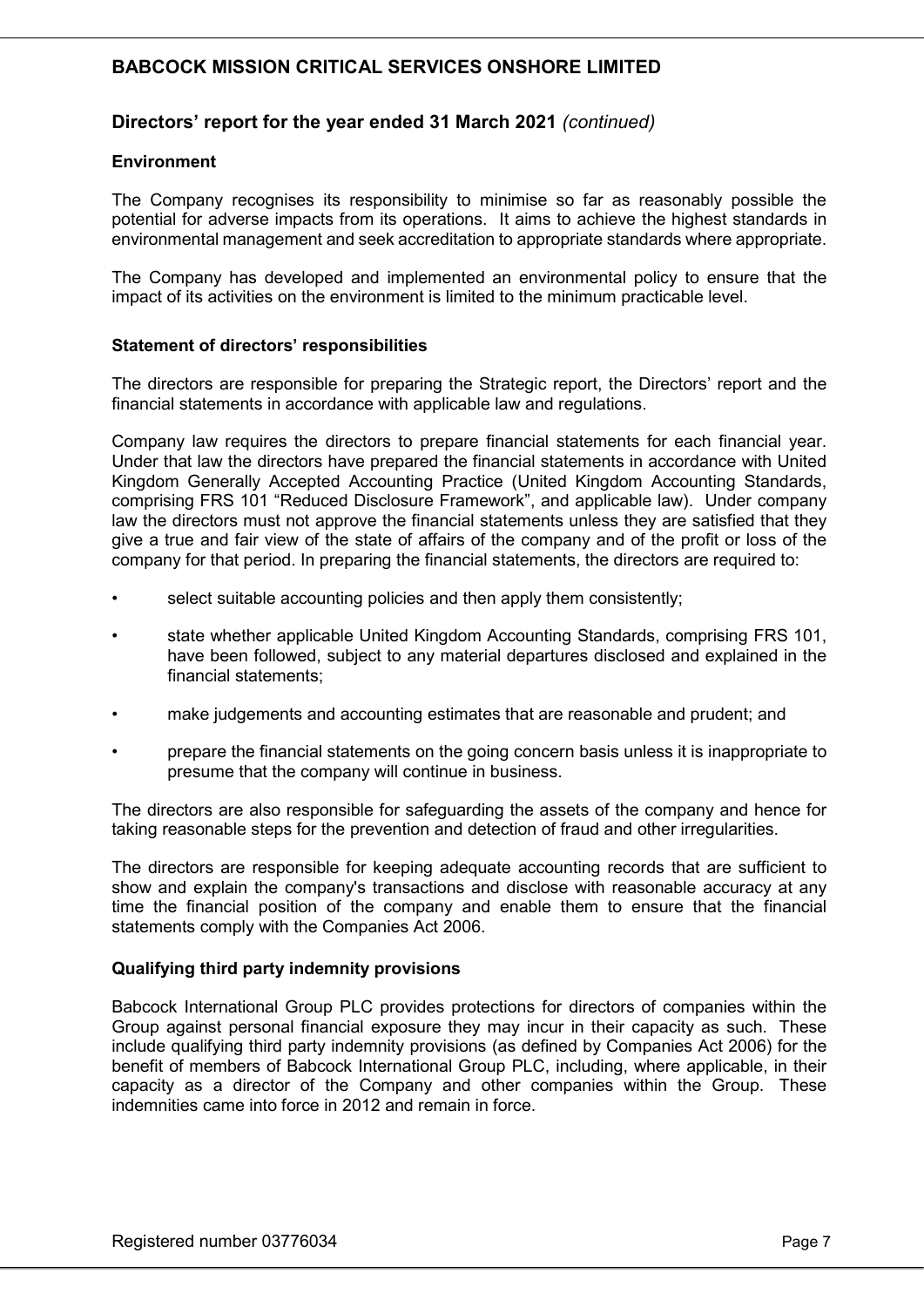## Directors' report for the year ended 31 March 2021 *(continued)*

### Environment

The Company recognises its responsibility to minimise so far as reasonably possible the potential for adverse impacts from its operations. It aims to achieve the highest standards in environmental management and seek accreditation to appropriate standards where appropriate.

The Company has developed and implemented an environmental policy to ensure that the impact of its activities on the environment is limited to the minimum practicable level.

### Statement of directors' responsibilities

The directors are responsible for preparing the Strategic report, the Directors' report and the financial statements in accordance with applicable law and regulations.

Company law requires the directors to prepare financial statements for each financial year. Under that law the directors have prepared the financial statements in accordance with United Kingdom Generally Accepted Accounting Practice (United Kingdom Accounting Standards, comprising FRS 101 "Reduced Disclosure Framework", and applicable law). Under company law the directors must not approve the financial statements unless they are satisfied that they give a true and fair view of the state of affairs of the company and of the profit or loss of the company for that period. In preparing the financial statements, the directors are required to:

- select suitable accounting policies and then apply them consistently;
- state whether applicable United Kingdom Accounting Standards, comprising FRS 101, have been followed, subject to any material departures disclosed and explained in the financial statements;
- make judgements and accounting estimates that are reasonable and prudent; and
- prepare the financial statements on the going concern basis unless it is inappropriate to presume that the company will continue in business.

The directors are also responsible for safeguarding the assets of the company and hence for taking reasonable steps for the prevention and detection of fraud and other irregularities.

The directors are responsible for keeping adequate accounting records that are sufficient to show and explain the company's transactions and disclose with reasonable accuracy at any time the financial position of the company and enable them to ensure that the financial statements comply with the Companies Act 2006.

### Qualifying third party indemnity provisions

Babcock International Group PLC provides protections for directors of companies within the Group against personal financial exposure they may incur in their capacity as such. These include qualifying third party indemnity provisions (as defined by Companies Act 2006) for the benefit of members of Babcock International Group PLC, including, where applicable, in their capacity as a director of the Company and other companies within the Group. These indemnities came into force in 2012 and remain in force.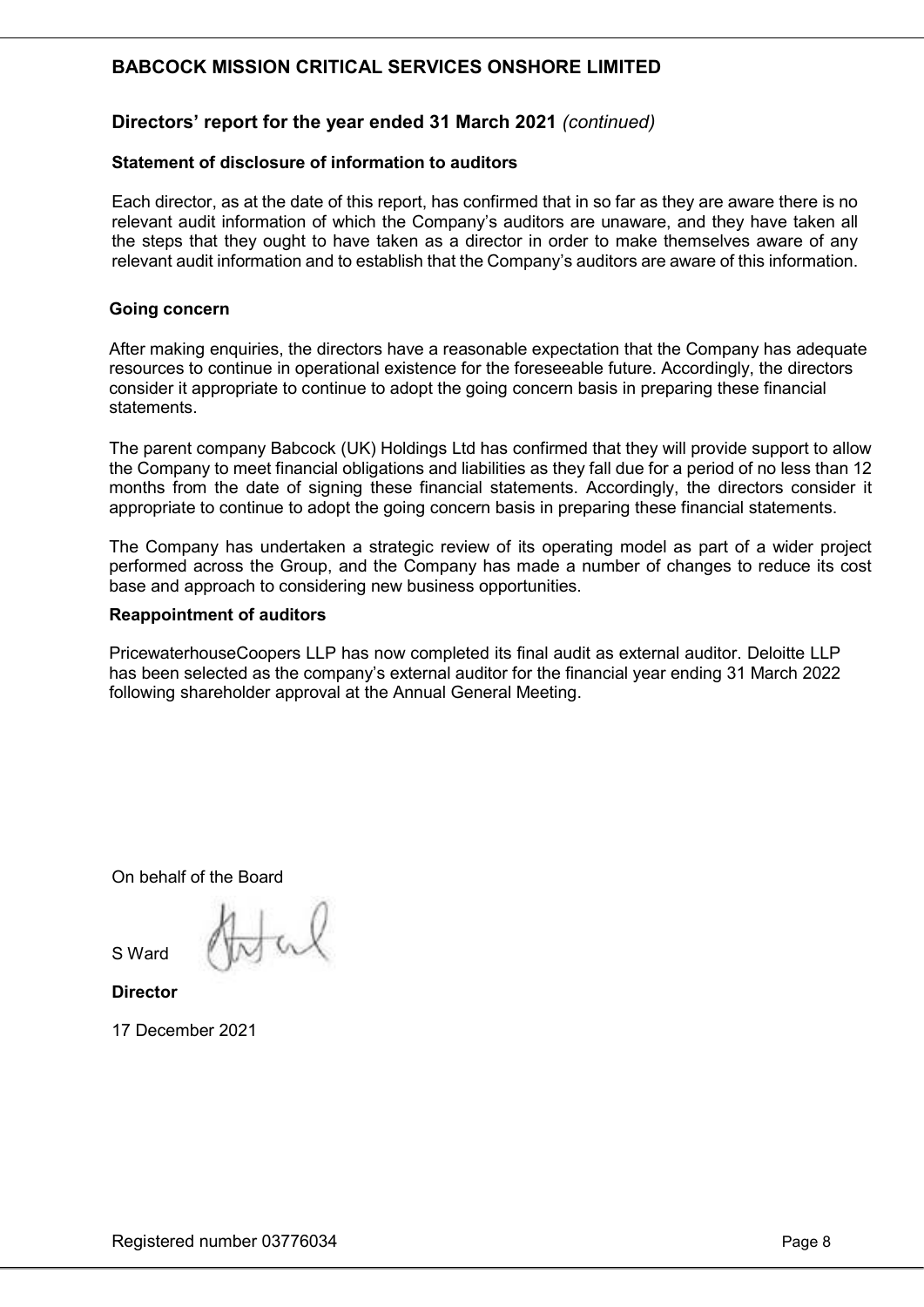# BABCOCK MISSION CRITICAL SERVICES ONSHORE LIMITED

## Directors' report for the year ended 31 March 2021 *(continued)*

### Statement of disclosure of information to auditors

Each director, as at the date of this report, has confirmed that in so far as they are aware there is no relevant audit information of which the Company's auditors are unaware, and they have taken all the steps that they ought to have taken as a director in order to make themselves aware of any relevant audit information and to establish that the Company's auditors are aware of this information.

### Going concern

After making enquiries, the directors have a reasonable expectation that the Company has adequate resources to continue in operational existence for the foreseeable future. Accordingly, the directors consider it appropriate to continue to adopt the going concern basis in preparing these financial statements.

The parent company Babcock (UK) Holdings Ltd has confirmed that they will provide support to allow the Company to meet financial obligations and liabilities as they fall due for a period of no less than 12 months from the date of signing these financial statements. Accordingly, the directors consider it appropriate to continue to adopt the going concern basis in preparing these financial statements.

The Company has undertaken a strategic review of its operating model as part of a wider project performed across the Group, and the Company has made a number of changes to reduce its cost base and approach to considering new business opportunities.

### Reappointment of auditors

PricewaterhouseCoopers LLP has now completed its final audit as external auditor. Deloitte LLP has been selected as the company's external auditor for the financial year ending 31 March 2022 following shareholder approval at the Annual General Meeting.

On behalf of the Board

S Ward

**Director**

17 December 2021

Registered number 03776034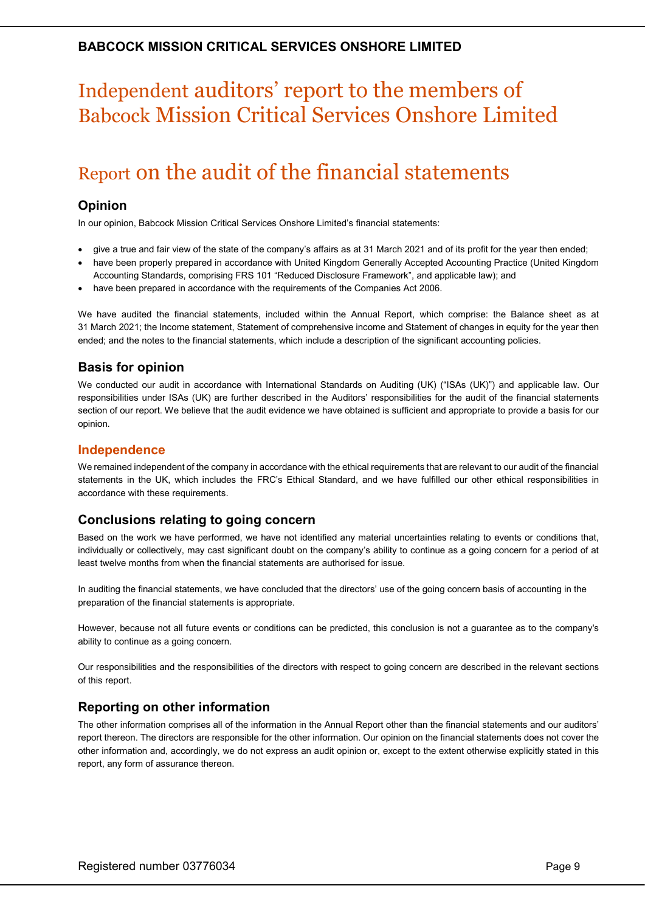# Independent auditors' report to the members of Babcock Mission Critical Services Onshore Limited

## Report on the audit of the financial statements

### Opinion

In our opinion, Babcock Mission Critical Services Onshore Limited's financial statements:

- give a true and fair view of the state of the company's affairs as at 31 March 2021 and of its profit for the year then ended;
- have been properly prepared in accordance with United Kingdom Generally Accepted Accounting Practice (United Kingdom Accounting Standards, comprising FRS 101 "Reduced Disclosure Framework", and applicable law); and
- have been prepared in accordance with the requirements of the Companies Act 2006.

We have audited the financial statements, included within the Annual Report, which comprise: the Balance sheet as at 31 March 2021; the Income statement, Statement of comprehensive income and Statement of changes in equity for the year then ended; and the notes to the financial statements, which include a description of the significant accounting policies.

### Basis for opinion

We conducted our audit in accordance with International Standards on Auditing (UK) ("ISAs (UK)") and applicable law. Our responsibilities under ISAs (UK) are further described in the Auditors' responsibilities for the audit of the financial statements section of our report. We believe that the audit evidence we have obtained is sufficient and appropriate to provide a basis for our opinion.

### Independence

We remained independent of the company in accordance with the ethical requirements that are relevant to our audit of the financial statements in the UK, which includes the FRC's Ethical Standard, and we have fulfilled our other ethical responsibilities in accordance with these requirements.

### Conclusions relating to going concern

Based on the work we have performed, we have not identified any material uncertainties relating to events or conditions that, individually or collectively, may cast significant doubt on the company's ability to continue as a going concern for a period of at least twelve months from when the financial statements are authorised for issue.

In auditing the financial statements, we have concluded that the directors' use of the going concern basis of accounting in the preparation of the financial statements is appropriate.

However, because not all future events or conditions can be predicted, this conclusion is not a guarantee as to the company's ability to continue as a going concern.

Our responsibilities and the responsibilities of the directors with respect to going concern are described in the relevant sections of this report.

### Reporting on other information

The other information comprises all of the information in the Annual Report other than the financial statements and our auditors' report thereon. The directors are responsible for the other information. Our opinion on the financial statements does not cover the other information and, accordingly, we do not express an audit opinion or, except to the extent otherwise explicitly stated in this report, any form of assurance thereon.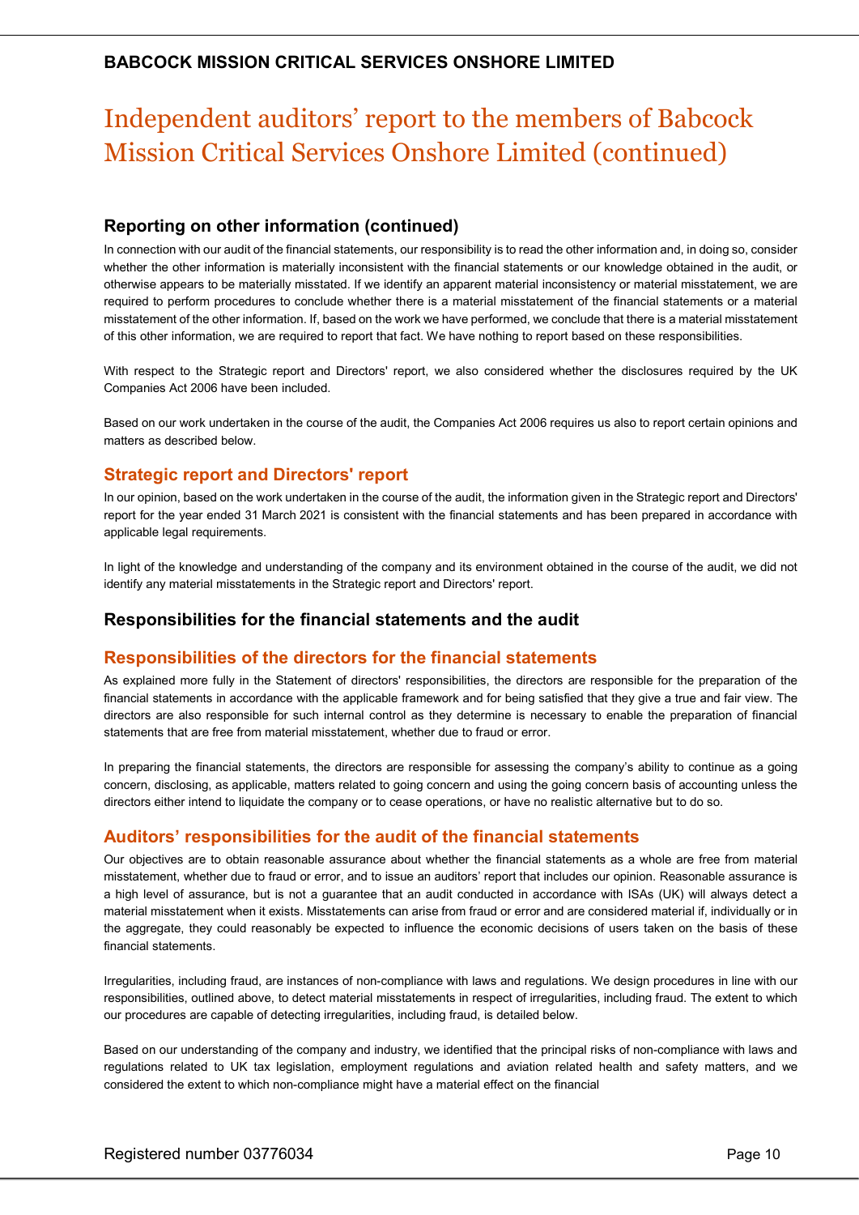# Independent auditors' report to the members of Babcock Mission Critical Services Onshore Limited (continued)

## Reporting on other information (continued)

In connection with our audit of the financial statements, our responsibility is to read the other information and, in doing so, consider whether the other information is materially inconsistent with the financial statements or our knowledge obtained in the audit, or otherwise appears to be materially misstated. If we identify an apparent material inconsistency or material misstatement, we are required to perform procedures to conclude whether there is a material misstatement of the financial statements or a material misstatement of the other information. If, based on the work we have performed, we conclude that there is a material misstatement of this other information, we are required to report that fact. We have nothing to report based on these responsibilities.

With respect to the Strategic report and Directors' report, we also considered whether the disclosures required by the UK Companies Act 2006 have been included.

Based on our work undertaken in the course of the audit, the Companies Act 2006 requires us also to report certain opinions and matters as described below.

### Strategic report and Directors' report

In our opinion, based on the work undertaken in the course of the audit, the information given in the Strategic report and Directors' report for the year ended 31 March 2021 is consistent with the financial statements and has been prepared in accordance with applicable legal requirements.

In light of the knowledge and understanding of the company and its environment obtained in the course of the audit, we did not identify any material misstatements in the Strategic report and Directors' report.

## Responsibilities for the financial statements and the audit

### Responsibilities of the directors for the financial statements

As explained more fully in the Statement of directors' responsibilities, the directors are responsible for the preparation of the financial statements in accordance with the applicable framework and for being satisfied that they give a true and fair view. The directors are also responsible for such internal control as they determine is necessary to enable the preparation of financial statements that are free from material misstatement, whether due to fraud or error.

In preparing the financial statements, the directors are responsible for assessing the company's ability to continue as a going concern, disclosing, as applicable, matters related to going concern and using the going concern basis of accounting unless the directors either intend to liquidate the company or to cease operations, or have no realistic alternative but to do so.

### Auditors' responsibilities for the audit of the financial statements

Our objectives are to obtain reasonable assurance about whether the financial statements as a whole are free from material misstatement, whether due to fraud or error, and to issue an auditors' report that includes our opinion. Reasonable assurance is a high level of assurance, but is not a guarantee that an audit conducted in accordance with ISAs (UK) will always detect a material misstatement when it exists. Misstatements can arise from fraud or error and are considered material if, individually or in the aggregate, they could reasonably be expected to influence the economic decisions of users taken on the basis of these financial statements.

Irregularities, including fraud, are instances of non-compliance with laws and regulations. We design procedures in line with our responsibilities, outlined above, to detect material misstatements in respect of irregularities, including fraud. The extent to which our procedures are capable of detecting irregularities, including fraud, is detailed below.

Based on our understanding of the company and industry, we identified that the principal risks of non-compliance with laws and regulations related to UK tax legislation, employment regulations and aviation related health and safety matters, and we considered the extent to which non-compliance might have a material effect on the financial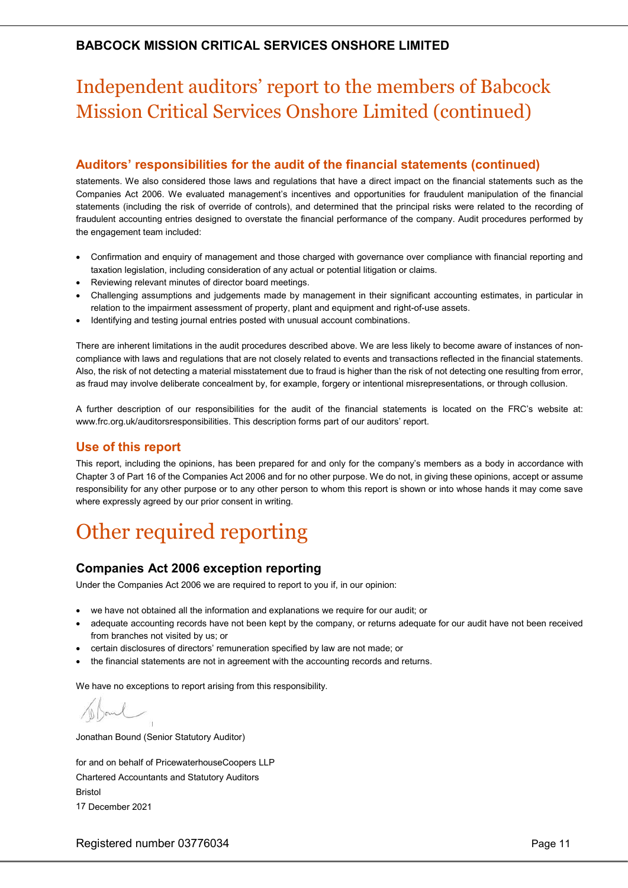# Independent auditors' report to the members of Babcock Mission Critical Services Onshore Limited (continued)

## Auditors' responsibilities for the audit of the financial statements (continued)

statements. We also considered those laws and regulations that have a direct impact on the financial statements such as the Companies Act 2006. We evaluated management's incentives and opportunities for fraudulent manipulation of the financial statements (including the risk of override of controls), and determined that the principal risks were related to the recording of fraudulent accounting entries designed to overstate the financial performance of the company. Audit procedures performed by the engagement team included:

- Confirmation and enquiry of management and those charged with governance over compliance with financial reporting and taxation legislation, including consideration of any actual or potential litigation or claims.
- Reviewing relevant minutes of director board meetings.
- Challenging assumptions and judgements made by management in their significant accounting estimates, in particular in relation to the impairment assessment of property, plant and equipment and right-of-use assets.
- Identifying and testing journal entries posted with unusual account combinations.

There are inherent limitations in the audit procedures described above. We are less likely to become aware of instances of non-compliance with laws and regulations that are not closely related to events and transactions reflected in the financial statements. Also, the risk of not detecting a material misstatement due to fraud is higher than the risk of not detecting one resulting from error, as fraud may involve deliberate concealment by, for example, forgery or intentional misrepresentations, or through collusion.

A further description of our responsibilities for the audit of the financial statements is located on the FRC's website at: www.frc.org.uk/auditorsresponsibilities. This description forms part of our auditors' report.

## Use of this report

This report, including the opinions, has been prepared for and only for the company's members as a body in accordance with Chapter 3 of Part 16 of the Companies Act 2006 and for no other purpose. We do not, in giving these opinions, accept or assume responsibility for any other purpose or to any other person to whom this report is shown or into whose hands it may come save where expressly agreed by our prior consent in writing.

# Other required reporting

### Companies Act 2006 exception reporting

Under the Companies Act 2006 we are required to report to you if, in our opinion:

- we have not obtained all the information and explanations we require for our audit; or
- adequate accounting records have not been kept by the company, or returns adequate for our audit have not been received from branches not visited by us; or
- certain disclosures of directors' remuneration specified by law are not made; or
- the financial statements are not in agreement with the accounting records and returns.

We have no exceptions to report arising from this responsibility.

Jonathan Bound (Senior Statutory Auditor)

for and on behalf of PricewaterhouseCoopers LLP
Chartered Accountants and Statutory Auditors
Bristol
17 December 2021

Registered number 03776034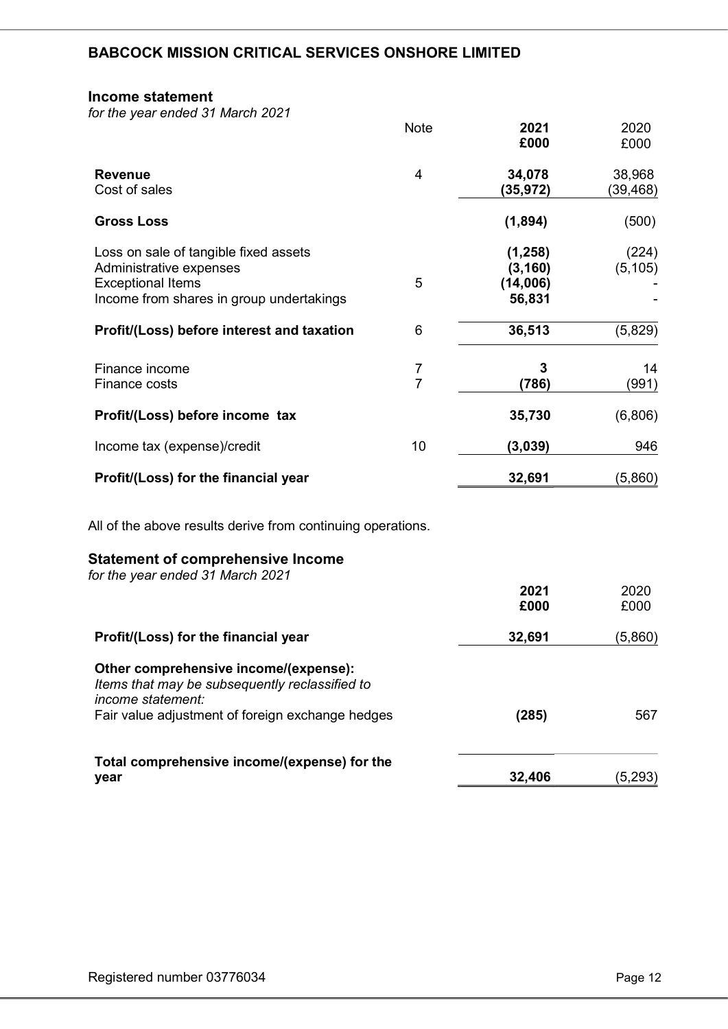# BABCOCK MISSION CRITICAL SERVICES ONSHORE LIMITED

## Income statement

*for the year ended 31 March 2021*

| | Note | 2021 £000 | 2020 £000 |
|---|---|---|---|
| **Revenue** | 4 | **34,078** | 38,968 |
| Cost of sales | | **(35,972)** | (39,468) |
| **Gross Loss** | | **(1,894)** | (500) |
| Loss on sale of tangible fixed assets | | **(1,258)** | (224) |
| Administrative expenses | | **(3,160)** | (5,105) |
| Exceptional Items | 5 | **(14,006)** | - |
| Income from shares in group undertakings | | **56,831** | - |
| **Profit/(Loss) before interest and taxation** | 6 | **36,513** | (5,829) |
| Finance income | 7 | **3** | 14 |
| Finance costs | 7 | **(786)** | (991) |
| **Profit/(Loss) before income tax** | | **35,730** | (6,806) |
| Income tax (expense)/credit | 10 | **(3,039)** | 946 |
| **Profit/(Loss) for the financial year** | | **32,691** | (5,860) |

All of the above results derive from continuing operations.

## Statement of comprehensive Income

*for the year ended 31 March 2021*

| | 2021 £000 | 2020 £000 |
|---|---|---|
| **Profit/(Loss) for the financial year** | **32,691** | (5,860) |
| **Other comprehensive income/(expense):** *Items that may be subsequently reclassified to income statement:* | | |
| Fair value adjustment of foreign exchange hedges | **(285)** | 567 |
| **Total comprehensive income/(expense) for the year** | **32,406** | (5,293) |

Registered number 03776034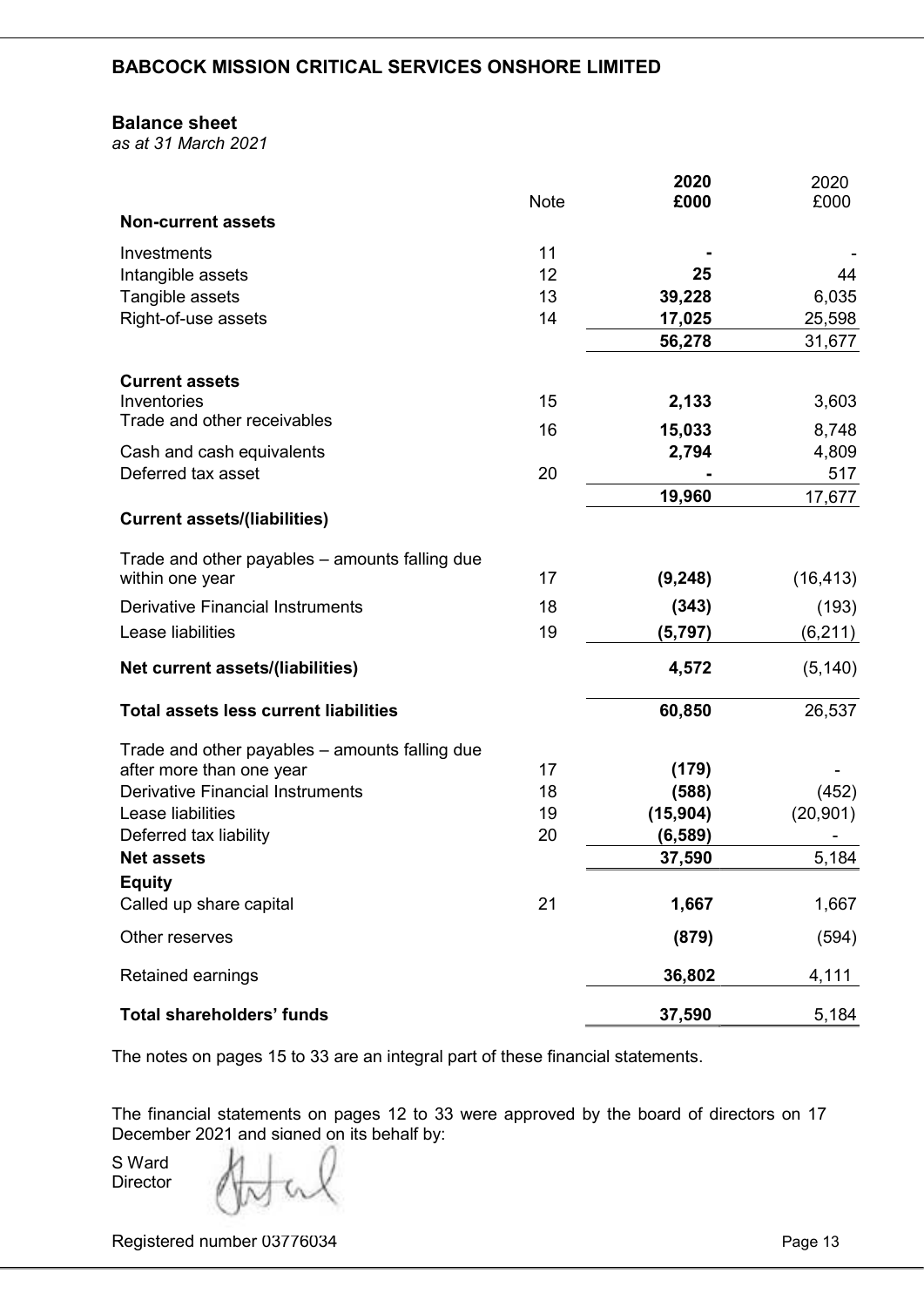## BABCOCK MISSION CRITICAL SERVICES ONSHORE LIMITED

### Balance sheet

*as at 31 March 2021*

| | Note | 2020 £000 | 2020 £000 |
|---|---|---|---|
| **Non-current assets** | | | |
| Investments | 11 | - | - |
| Intangible assets | 12 | **25** | 44 |
| Tangible assets | 13 | **39,228** | 6,035 |
| Right-of-use assets | 14 | **17,025** | 25,598 |
| | | **56,278** | 31,677 |
| **Current assets** | | | |
| Inventories | 15 | **2,133** | 3,603 |
| Trade and other receivables | 16 | **15,033** | 8,748 |
| Cash and cash equivalents | | **2,794** | 4,809 |
| Deferred tax asset | 20 | - | 517 |
| | | **19,960** | 17,677 |
| **Current assets/(liabilities)** | | | |
| Trade and other payables – amounts falling due within one year | 17 | **(9,248)** | (16,413) |
| Derivative Financial Instruments | 18 | **(343)** | (193) |
| Lease liabilities | 19 | **(5,797)** | (6,211) |
| **Net current assets/(liabilities)** | | **4,572** | (5,140) |
| **Total assets less current liabilities** | | **60,850** | 26,537 |
| Trade and other payables – amounts falling due after more than one year | 17 | **(179)** | - |
| Derivative Financial Instruments | 18 | **(588)** | (452) |
| Lease liabilities | 19 | **(15,904)** | (20,901) |
| Deferred tax liability | 20 | **(6,589)** | - |
| **Net assets** | | **37,590** | 5,184 |
| **Equity** | | | |
| Called up share capital | 21 | **1,667** | 1,667 |
| Other reserves | | **(879)** | (594) |
| Retained earnings | | **36,802** | 4,111 |
| **Total shareholders' funds** | | **37,590** | 5,184 |

The notes on pages 15 to 33 are an integral part of these financial statements.

The financial statements on pages 12 to 33 were approved by the board of directors on 17 December 2021 and signed on its behalf by:

S Ward
Director

Registered number 03776034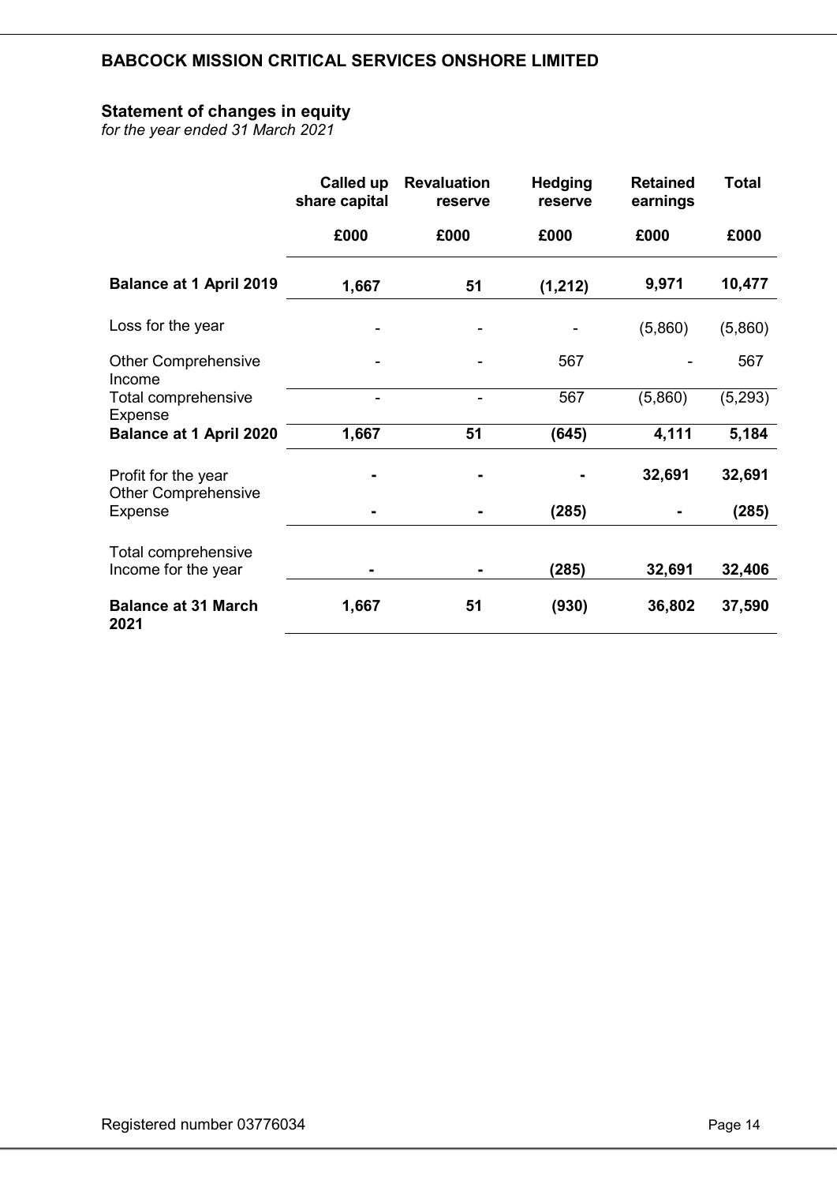# BABCOCK MISSION CRITICAL SERVICES ONSHORE LIMITED

## Statement of changes in equity

*for the year ended 31 March 2021*

| | Called up share capital | Revaluation reserve | Hedging reserve | Retained earnings | Total |
|---|---|---|---|---|---|
| | £000 | £000 | £000 | £000 | £000 |
| **Balance at 1 April 2019** | **1,667** | **51** | **(1,212)** | **9,971** | **10,477** |
| Loss for the year | - | - | - | (5,860) | (5,860) |
| Other Comprehensive Income | - | - | 567 | - | 567 |
| Total comprehensive Expense | - | - | 567 | (5,860) | (5,293) |
| **Balance at 1 April 2020** | **1,667** | **51** | **(645)** | **4,111** | **5,184** |
| Profit for the year | **-** | **-** | **-** | **32,691** | **32,691** |
| Other Comprehensive Expense | **-** | **-** | **(285)** | **-** | **(285)** |
| Total comprehensive Income for the year | **-** | **-** | **(285)** | **32,691** | **32,406** |
| **Balance at 31 March 2021** | **1,667** | **51** | **(930)** | **36,802** | **37,590** |

Registered number 03776034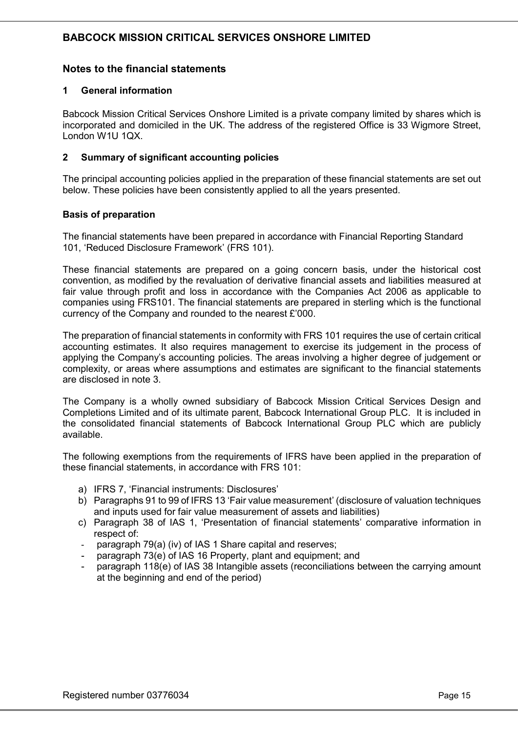# BABCOCK MISSION CRITICAL SERVICES ONSHORE LIMITED

## Notes to the financial statements

### 1 General information

Babcock Mission Critical Services Onshore Limited is a private company limited by shares which is incorporated and domiciled in the UK. The address of the registered Office is 33 Wigmore Street, London W1U 1QX.

### 2 Summary of significant accounting policies

The principal accounting policies applied in the preparation of these financial statements are set out below. These policies have been consistently applied to all the years presented.

**Basis of preparation**

The financial statements have been prepared in accordance with Financial Reporting Standard 101, 'Reduced Disclosure Framework' (FRS 101).

These financial statements are prepared on a going concern basis, under the historical cost convention, as modified by the revaluation of derivative financial assets and liabilities measured at fair value through profit and loss in accordance with the Companies Act 2006 as applicable to companies using FRS101. The financial statements are prepared in sterling which is the functional currency of the Company and rounded to the nearest £'000.

The preparation of financial statements in conformity with FRS 101 requires the use of certain critical accounting estimates. It also requires management to exercise its judgement in the process of applying the Company's accounting policies. The areas involving a higher degree of judgement or complexity, or areas where assumptions and estimates are significant to the financial statements are disclosed in note 3.

The Company is a wholly owned subsidiary of Babcock Mission Critical Services Design and Completions Limited and of its ultimate parent, Babcock International Group PLC. It is included in the consolidated financial statements of Babcock International Group PLC which are publicly available.

The following exemptions from the requirements of IFRS have been applied in the preparation of these financial statements, in accordance with FRS 101:

a) IFRS 7, 'Financial instruments: Disclosures'
b) Paragraphs 91 to 99 of IFRS 13 'Fair value measurement' (disclosure of valuation techniques and inputs used for fair value measurement of assets and liabilities)
c) Paragraph 38 of IAS 1, 'Presentation of financial statements' comparative information in respect of:
   - paragraph 79(a) (iv) of IAS 1 Share capital and reserves;
   - paragraph 73(e) of IAS 16 Property, plant and equipment; and
   - paragraph 118(e) of IAS 38 Intangible assets (reconciliations between the carrying amount at the beginning and end of the period)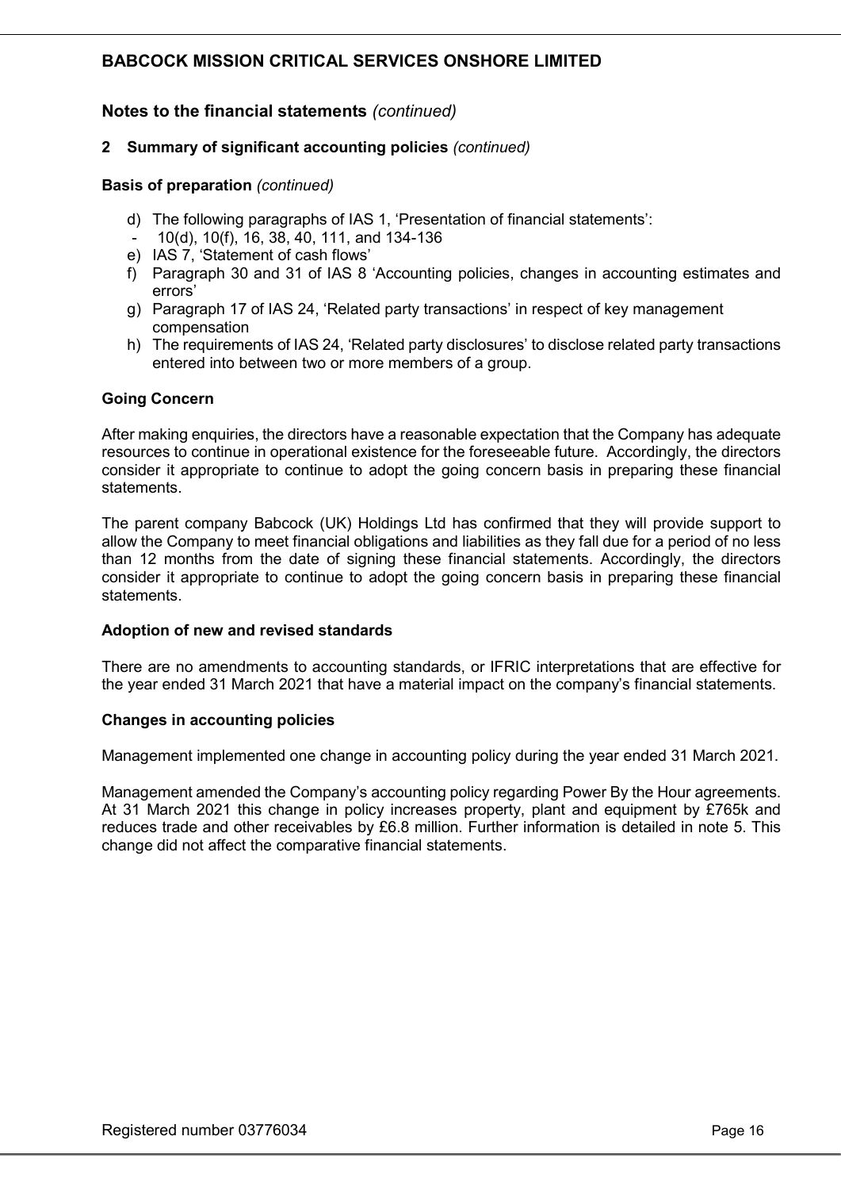## Notes to the financial statements *(continued)*

### 2 Summary of significant accounting policies *(continued)*

**Basis of preparation** *(continued)*

d) The following paragraphs of IAS 1, 'Presentation of financial statements':
   - 10(d), 10(f), 16, 38, 40, 111, and 134-136

e) IAS 7, 'Statement of cash flows'

f) Paragraph 30 and 31 of IAS 8 'Accounting policies, changes in accounting estimates and errors'

g) Paragraph 17 of IAS 24, 'Related party transactions' in respect of key management compensation

h) The requirements of IAS 24, 'Related party disclosures' to disclose related party transactions entered into between two or more members of a group.

**Going Concern**

After making enquiries, the directors have a reasonable expectation that the Company has adequate resources to continue in operational existence for the foreseeable future. Accordingly, the directors consider it appropriate to continue to adopt the going concern basis in preparing these financial statements.

The parent company Babcock (UK) Holdings Ltd has confirmed that they will provide support to allow the Company to meet financial obligations and liabilities as they fall due for a period of no less than 12 months from the date of signing these financial statements. Accordingly, the directors consider it appropriate to continue to adopt the going concern basis in preparing these financial statements.

**Adoption of new and revised standards**

There are no amendments to accounting standards, or IFRIC interpretations that are effective for the year ended 31 March 2021 that have a material impact on the company's financial statements.

**Changes in accounting policies**

Management implemented one change in accounting policy during the year ended 31 March 2021.

Management amended the Company's accounting policy regarding Power By the Hour agreements. At 31 March 2021 this change in policy increases property, plant and equipment by £765k and reduces trade and other receivables by £6.8 million. Further information is detailed in note 5. This change did not affect the comparative financial statements.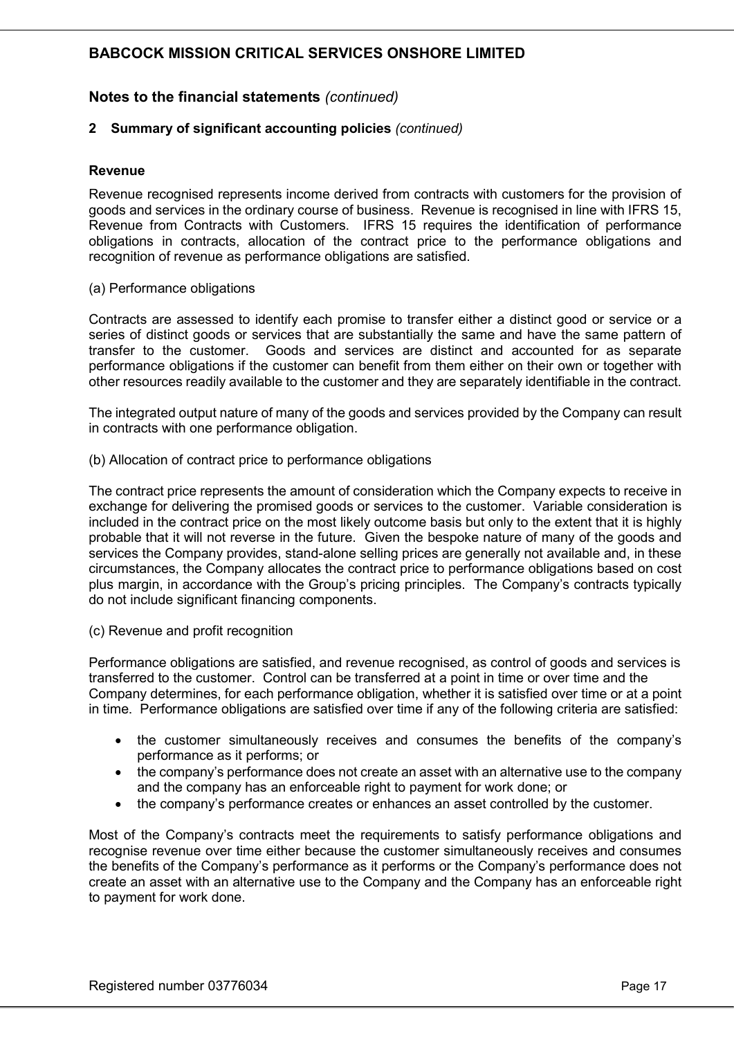# BABCOCK MISSION CRITICAL SERVICES ONSHORE LIMITED

## Notes to the financial statements *(continued)*

### 2 Summary of significant accounting policies *(continued)*

#### Revenue

Revenue recognised represents income derived from contracts with customers for the provision of goods and services in the ordinary course of business. Revenue is recognised in line with IFRS 15, Revenue from Contracts with Customers. IFRS 15 requires the identification of performance obligations in contracts, allocation of the contract price to the performance obligations and recognition of revenue as performance obligations are satisfied.

(a) Performance obligations

Contracts are assessed to identify each promise to transfer either a distinct good or service or a series of distinct goods or services that are substantially the same and have the same pattern of transfer to the customer. Goods and services are distinct and accounted for as separate performance obligations if the customer can benefit from them either on their own or together with other resources readily available to the customer and they are separately identifiable in the contract.

The integrated output nature of many of the goods and services provided by the Company can result in contracts with one performance obligation.

(b) Allocation of contract price to performance obligations

The contract price represents the amount of consideration which the Company expects to receive in exchange for delivering the promised goods or services to the customer. Variable consideration is included in the contract price on the most likely outcome basis but only to the extent that it is highly probable that it will not reverse in the future. Given the bespoke nature of many of the goods and services the Company provides, stand-alone selling prices are generally not available and, in these circumstances, the Company allocates the contract price to performance obligations based on cost plus margin, in accordance with the Group's pricing principles. The Company's contracts typically do not include significant financing components.

(c) Revenue and profit recognition

Performance obligations are satisfied, and revenue recognised, as control of goods and services is transferred to the customer. Control can be transferred at a point in time or over time and the Company determines, for each performance obligation, whether it is satisfied over time or at a point in time. Performance obligations are satisfied over time if any of the following criteria are satisfied:

- the customer simultaneously receives and consumes the benefits of the company's performance as it performs; or
- the company's performance does not create an asset with an alternative use to the company and the company has an enforceable right to payment for work done; or
- the company's performance creates or enhances an asset controlled by the customer.

Most of the Company's contracts meet the requirements to satisfy performance obligations and recognise revenue over time either because the customer simultaneously receives and consumes the benefits of the Company's performance as it performs or the Company's performance does not create an asset with an alternative use to the Company and the Company has an enforceable right to payment for work done.

Registered number 03776034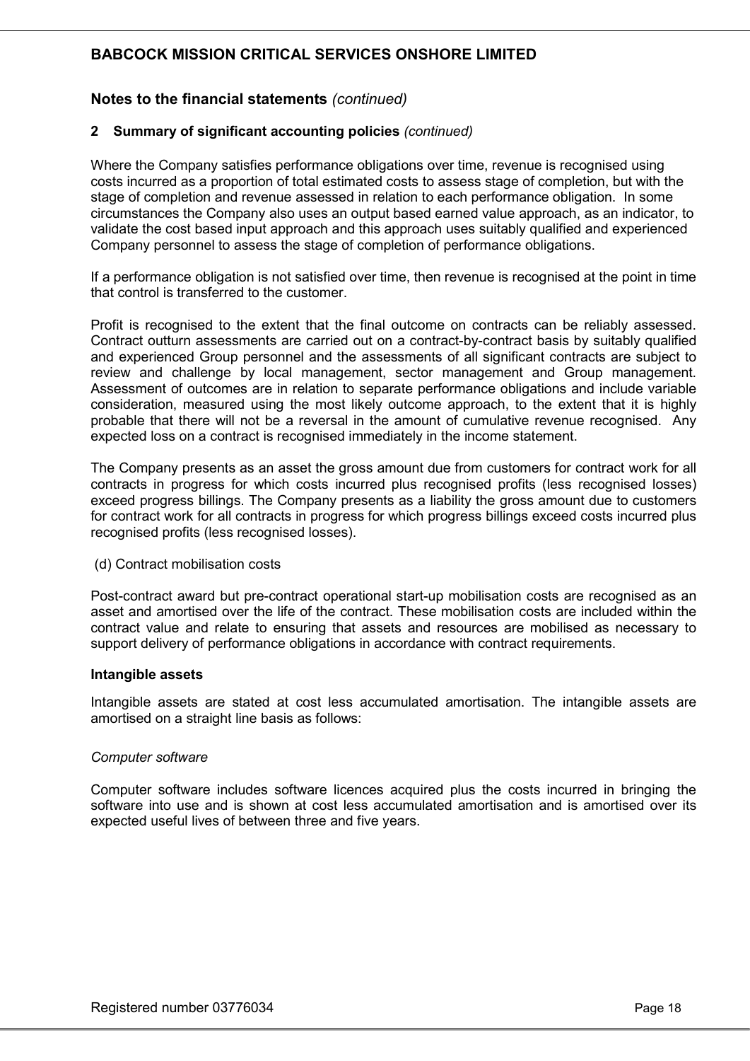## Notes to the financial statements *(continued)*

### 2 Summary of significant accounting policies *(continued)*

Where the Company satisfies performance obligations over time, revenue is recognised using costs incurred as a proportion of total estimated costs to assess stage of completion, but with the stage of completion and revenue assessed in relation to each performance obligation. In some circumstances the Company also uses an output based earned value approach, as an indicator, to validate the cost based input approach and this approach uses suitably qualified and experienced Company personnel to assess the stage of completion of performance obligations.

If a performance obligation is not satisfied over time, then revenue is recognised at the point in time that control is transferred to the customer.

Profit is recognised to the extent that the final outcome on contracts can be reliably assessed. Contract outturn assessments are carried out on a contract-by-contract basis by suitably qualified and experienced Group personnel and the assessments of all significant contracts are subject to review and challenge by local management, sector management and Group management. Assessment of outcomes are in relation to separate performance obligations and include variable consideration, measured using the most likely outcome approach, to the extent that it is highly probable that there will not be a reversal in the amount of cumulative revenue recognised. Any expected loss on a contract is recognised immediately in the income statement.

The Company presents as an asset the gross amount due from customers for contract work for all contracts in progress for which costs incurred plus recognised profits (less recognised losses) exceed progress billings. The Company presents as a liability the gross amount due to customers for contract work for all contracts in progress for which progress billings exceed costs incurred plus recognised profits (less recognised losses).

(d) Contract mobilisation costs

Post-contract award but pre-contract operational start-up mobilisation costs are recognised as an asset and amortised over the life of the contract. These mobilisation costs are included within the contract value and relate to ensuring that assets and resources are mobilised as necessary to support delivery of performance obligations in accordance with contract requirements.

**Intangible assets**

Intangible assets are stated at cost less accumulated amortisation. The intangible assets are amortised on a straight line basis as follows:

*Computer software*

Computer software includes software licences acquired plus the costs incurred in bringing the software into use and is shown at cost less accumulated amortisation and is amortised over its expected useful lives of between three and five years.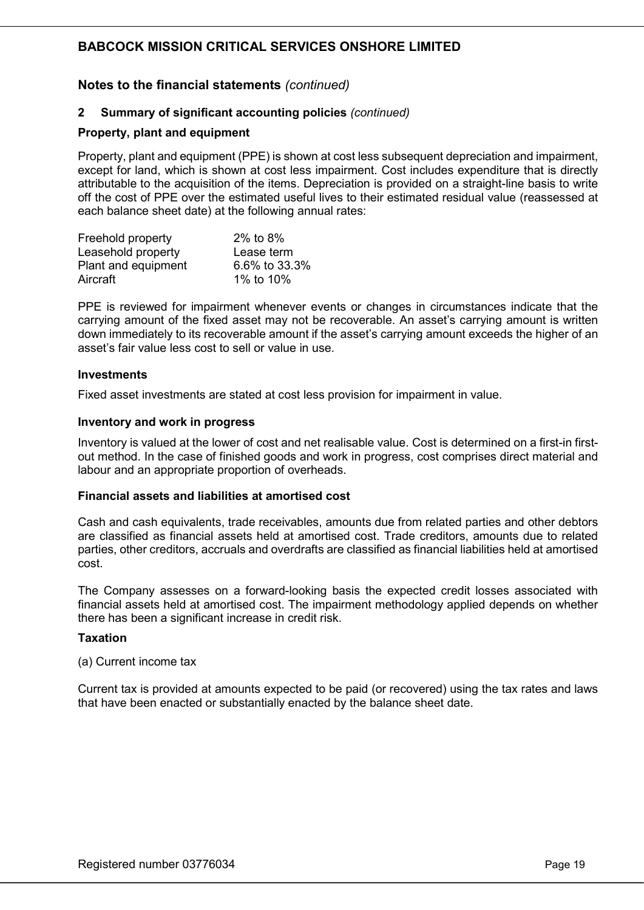## Notes to the financial statements *(continued)*

### 2 Summary of significant accounting policies *(continued)*

**Property, plant and equipment**

Property, plant and equipment (PPE) is shown at cost less subsequent depreciation and impairment, except for land, which is shown at cost less impairment. Cost includes expenditure that is directly attributable to the acquisition of the items. Depreciation is provided on a straight-line basis to write off the cost of PPE over the estimated useful lives to their estimated residual value (reassessed at each balance sheet date) at the following annual rates:

| | |
|---|---|
| Freehold property | 2% to 8% |
| Leasehold property | Lease term |
| Plant and equipment | 6.6% to 33.3% |
| Aircraft | 1% to 10% |

PPE is reviewed for impairment whenever events or changes in circumstances indicate that the carrying amount of the fixed asset may not be recoverable. An asset's carrying amount is written down immediately to its recoverable amount if the asset's carrying amount exceeds the higher of an asset's fair value less cost to sell or value in use.

**Investments**

Fixed asset investments are stated at cost less provision for impairment in value.

**Inventory and work in progress**

Inventory is valued at the lower of cost and net realisable value. Cost is determined on a first-in first-out method. In the case of finished goods and work in progress, cost comprises direct material and labour and an appropriate proportion of overheads.

**Financial assets and liabilities at amortised cost**

Cash and cash equivalents, trade receivables, amounts due from related parties and other debtors are classified as financial assets held at amortised cost. Trade creditors, amounts due to related parties, other creditors, accruals and overdrafts are classified as financial liabilities held at amortised cost.

The Company assesses on a forward-looking basis the expected credit losses associated with financial assets held at amortised cost. The impairment methodology applied depends on whether there has been a significant increase in credit risk.

**Taxation**

(a) Current income tax

Current tax is provided at amounts expected to be paid (or recovered) using the tax rates and laws that have been enacted or substantially enacted by the balance sheet date.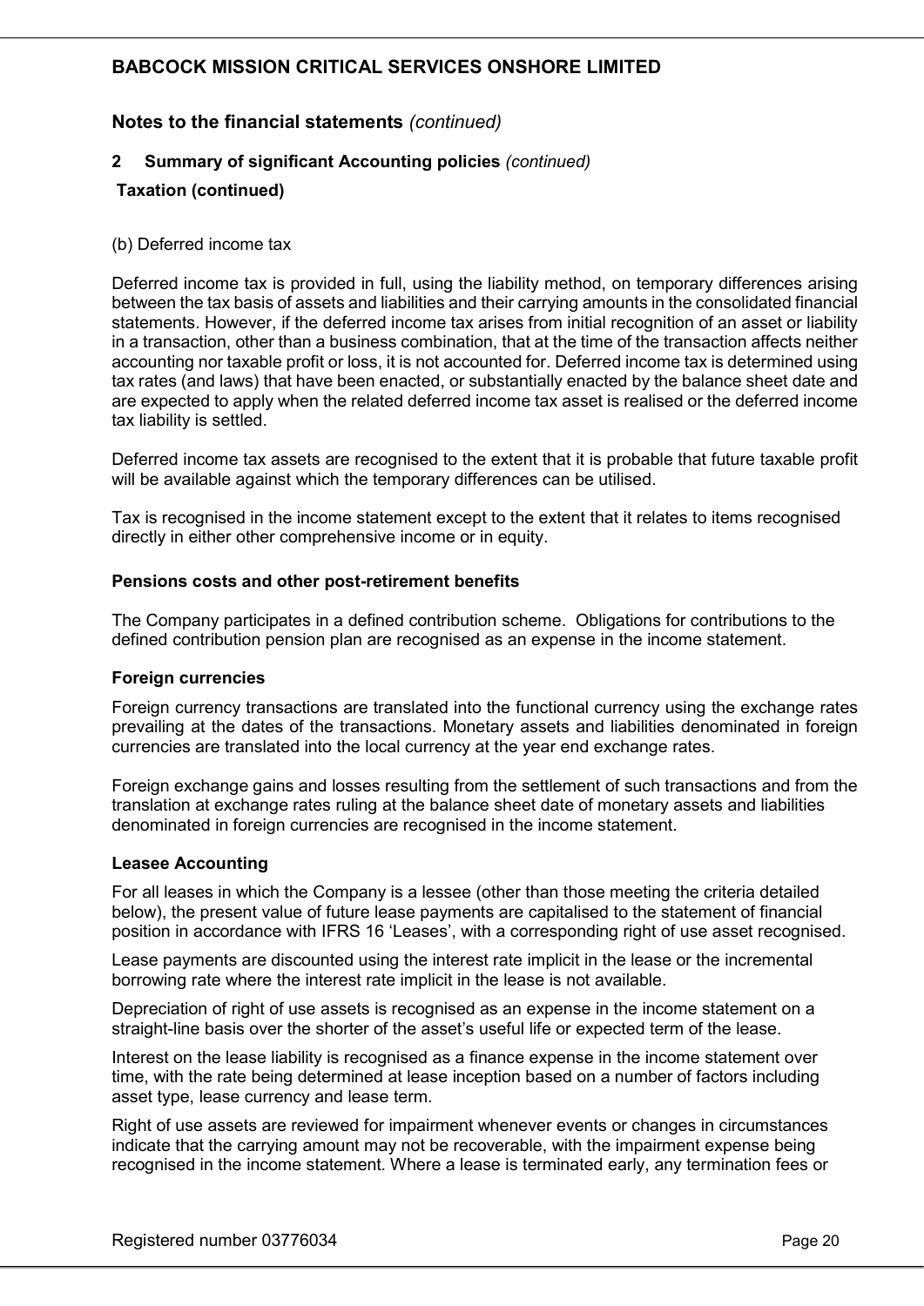## Notes to the financial statements *(continued)*

### 2 Summary of significant Accounting policies *(continued)*

**Taxation (continued)**

(b) Deferred income tax

Deferred income tax is provided in full, using the liability method, on temporary differences arising between the tax basis of assets and liabilities and their carrying amounts in the consolidated financial statements. However, if the deferred income tax arises from initial recognition of an asset or liability in a transaction, other than a business combination, that at the time of the transaction affects neither accounting nor taxable profit or loss, it is not accounted for. Deferred income tax is determined using tax rates (and laws) that have been enacted, or substantially enacted by the balance sheet date and are expected to apply when the related deferred income tax asset is realised or the deferred income tax liability is settled.

Deferred income tax assets are recognised to the extent that it is probable that future taxable profit will be available against which the temporary differences can be utilised.

Tax is recognised in the income statement except to the extent that it relates to items recognised directly in either other comprehensive income or in equity.

**Pensions costs and other post-retirement benefits**

The Company participates in a defined contribution scheme. Obligations for contributions to the defined contribution pension plan are recognised as an expense in the income statement.

**Foreign currencies**

Foreign currency transactions are translated into the functional currency using the exchange rates prevailing at the dates of the transactions. Monetary assets and liabilities denominated in foreign currencies are translated into the local currency at the year end exchange rates.

Foreign exchange gains and losses resulting from the settlement of such transactions and from the translation at exchange rates ruling at the balance sheet date of monetary assets and liabilities denominated in foreign currencies are recognised in the income statement.

**Leasee Accounting**

For all leases in which the Company is a lessee (other than those meeting the criteria detailed below), the present value of future lease payments are capitalised to the statement of financial position in accordance with IFRS 16 'Leases', with a corresponding right of use asset recognised.

Lease payments are discounted using the interest rate implicit in the lease or the incremental borrowing rate where the interest rate implicit in the lease is not available.

Depreciation of right of use assets is recognised as an expense in the income statement on a straight-line basis over the shorter of the asset's useful life or expected term of the lease.

Interest on the lease liability is recognised as a finance expense in the income statement over time, with the rate being determined at lease inception based on a number of factors including asset type, lease currency and lease term.

Right of use assets are reviewed for impairment whenever events or changes in circumstances indicate that the carrying amount may not be recoverable, with the impairment expense being recognised in the income statement. Where a lease is terminated early, any termination fees or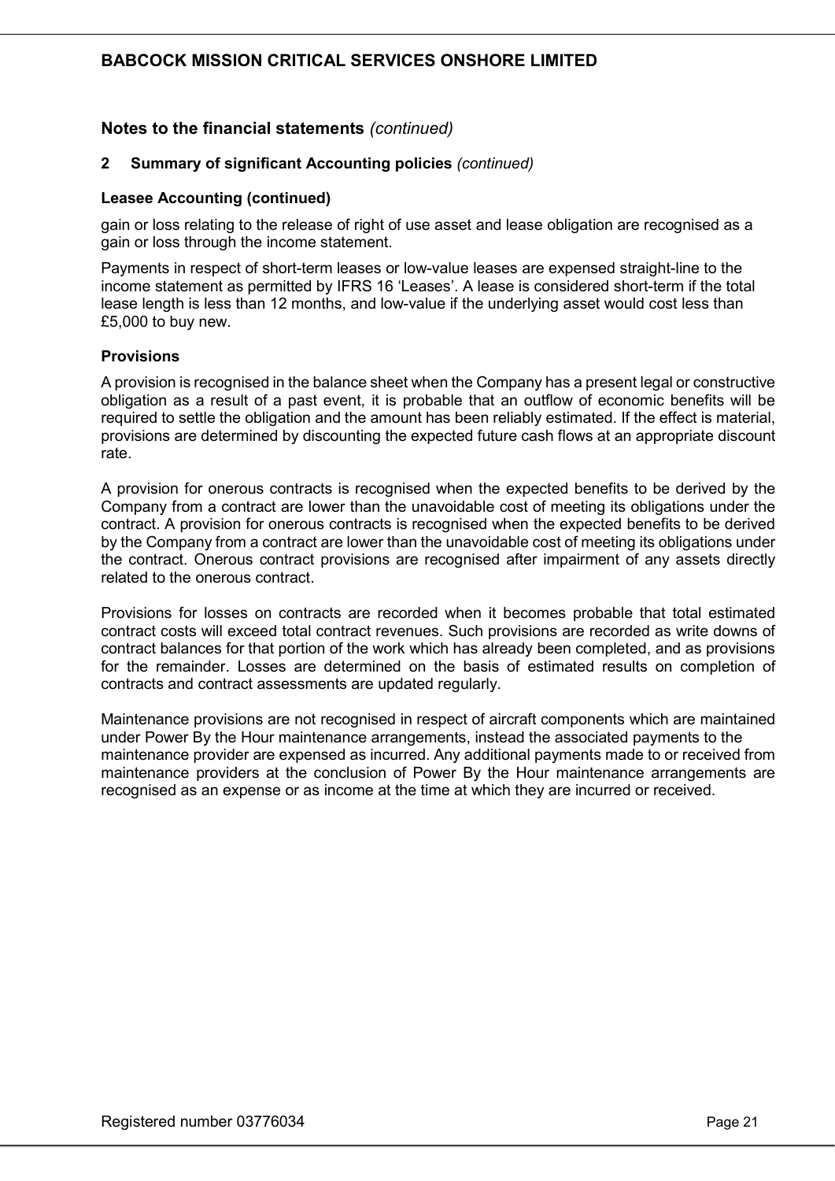## Notes to the financial statements *(continued)*

### 2 Summary of significant Accounting policies *(continued)*

**Leasee Accounting (continued)**

gain or loss relating to the release of right of use asset and lease obligation are recognised as a gain or loss through the income statement.

Payments in respect of short-term leases or low-value leases are expensed straight-line to the income statement as permitted by IFRS 16 'Leases'. A lease is considered short-term if the total lease length is less than 12 months, and low-value if the underlying asset would cost less than £5,000 to buy new.

**Provisions**

A provision is recognised in the balance sheet when the Company has a present legal or constructive obligation as a result of a past event, it is probable that an outflow of economic benefits will be required to settle the obligation and the amount has been reliably estimated. If the effect is material, provisions are determined by discounting the expected future cash flows at an appropriate discount rate.

A provision for onerous contracts is recognised when the expected benefits to be derived by the Company from a contract are lower than the unavoidable cost of meeting its obligations under the contract. A provision for onerous contracts is recognised when the expected benefits to be derived by the Company from a contract are lower than the unavoidable cost of meeting its obligations under the contract. Onerous contract provisions are recognised after impairment of any assets directly related to the onerous contract.

Provisions for losses on contracts are recorded when it becomes probable that total estimated contract costs will exceed total contract revenues. Such provisions are recorded as write downs of contract balances for that portion of the work which has already been completed, and as provisions for the remainder. Losses are determined on the basis of estimated results on completion of contracts and contract assessments are updated regularly.

Maintenance provisions are not recognised in respect of aircraft components which are maintained under Power By the Hour maintenance arrangements, instead the associated payments to the maintenance provider are expensed as incurred. Any additional payments made to or received from maintenance providers at the conclusion of Power By the Hour maintenance arrangements are recognised as an expense or as income at the time at which they are incurred or received.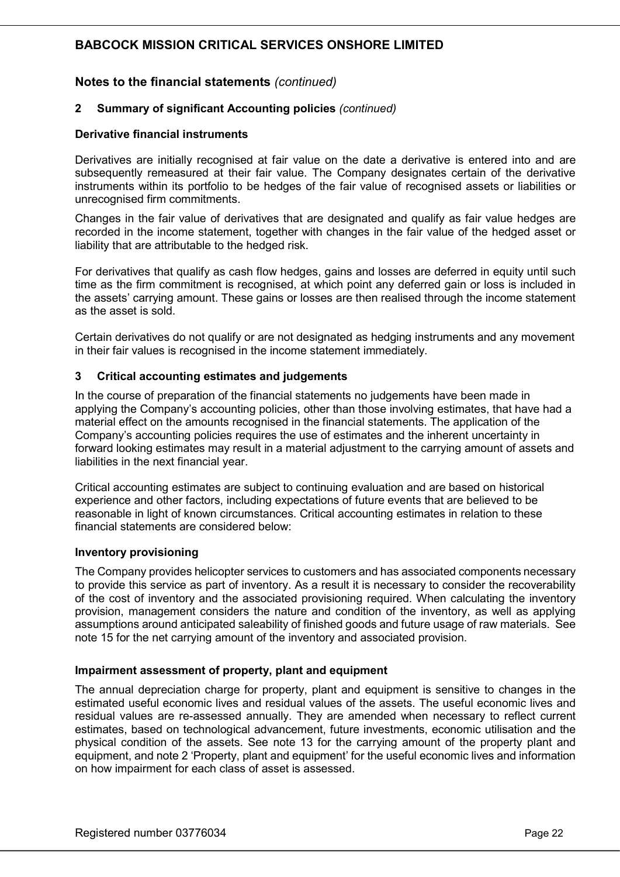## Notes to the financial statements *(continued)*

### 2 Summary of significant Accounting policies *(continued)*

**Derivative financial instruments**

Derivatives are initially recognised at fair value on the date a derivative is entered into and are subsequently remeasured at their fair value. The Company designates certain of the derivative instruments within its portfolio to be hedges of the fair value of recognised assets or liabilities or unrecognised firm commitments.

Changes in the fair value of derivatives that are designated and qualify as fair value hedges are recorded in the income statement, together with changes in the fair value of the hedged asset or liability that are attributable to the hedged risk.

For derivatives that qualify as cash flow hedges, gains and losses are deferred in equity until such time as the firm commitment is recognised, at which point any deferred gain or loss is included in the assets' carrying amount. These gains or losses are then realised through the income statement as the asset is sold.

Certain derivatives do not qualify or are not designated as hedging instruments and any movement in their fair values is recognised in the income statement immediately.

### 3 Critical accounting estimates and judgements

In the course of preparation of the financial statements no judgements have been made in applying the Company's accounting policies, other than those involving estimates, that have had a material effect on the amounts recognised in the financial statements. The application of the Company's accounting policies requires the use of estimates and the inherent uncertainty in forward looking estimates may result in a material adjustment to the carrying amount of assets and liabilities in the next financial year.

Critical accounting estimates are subject to continuing evaluation and are based on historical experience and other factors, including expectations of future events that are believed to be reasonable in light of known circumstances. Critical accounting estimates in relation to these financial statements are considered below:

**Inventory provisioning**

The Company provides helicopter services to customers and has associated components necessary to provide this service as part of inventory. As a result it is necessary to consider the recoverability of the cost of inventory and the associated provisioning required. When calculating the inventory provision, management considers the nature and condition of the inventory, as well as applying assumptions around anticipated saleability of finished goods and future usage of raw materials. See note 15 for the net carrying amount of the inventory and associated provision.

**Impairment assessment of property, plant and equipment**

The annual depreciation charge for property, plant and equipment is sensitive to changes in the estimated useful economic lives and residual values of the assets. The useful economic lives and residual values are re-assessed annually. They are amended when necessary to reflect current estimates, based on technological advancement, future investments, economic utilisation and the physical condition of the assets. See note 13 for the carrying amount of the property plant and equipment, and note 2 'Property, plant and equipment' for the useful economic lives and information on how impairment for each class of asset is assessed.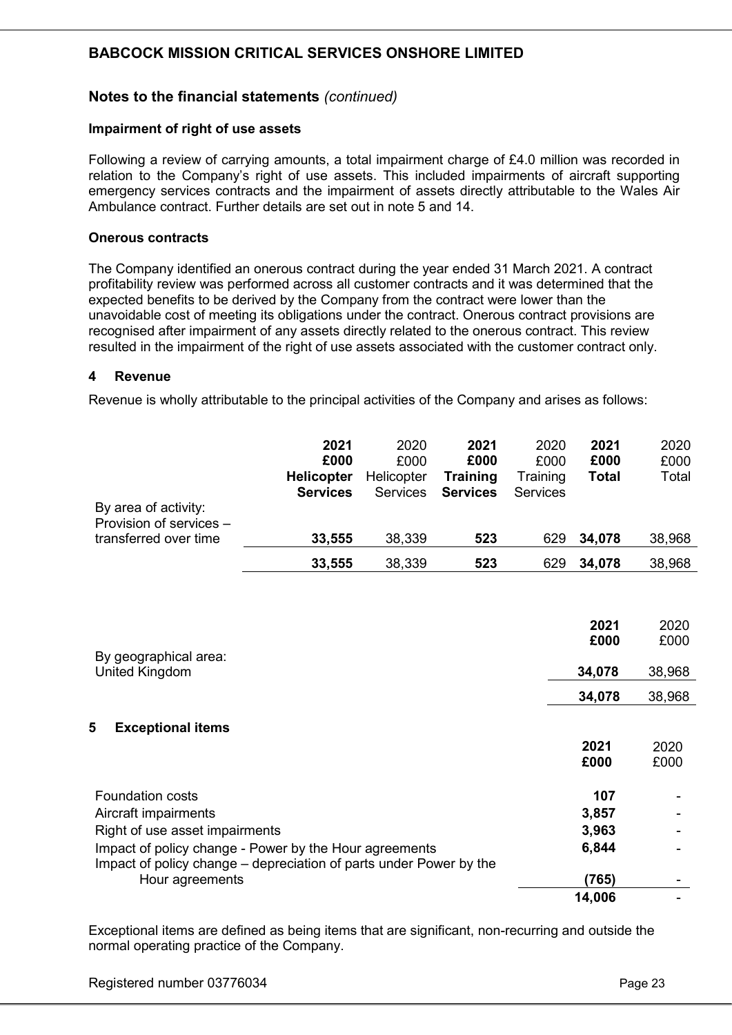## Notes to the financial statements *(continued)*

### Impairment of right of use assets

Following a review of carrying amounts, a total impairment charge of £4.0 million was recorded in relation to the Company's right of use assets. This included impairments of aircraft supporting emergency services contracts and the impairment of assets directly attributable to the Wales Air Ambulance contract. Further details are set out in note 5 and 14.

### Onerous contracts

The Company identified an onerous contract during the year ended 31 March 2021. A contract profitability review was performed across all customer contracts and it was determined that the expected benefits to be derived by the Company from the contract were lower than the unavoidable cost of meeting its obligations under the contract. Onerous contract provisions are recognised after impairment of any assets directly related to the onerous contract. This review resulted in the impairment of the right of use assets associated with the customer contract only.

## 4 Revenue

Revenue is wholly attributable to the principal activities of the Company and arises as follows:

| | **2021 £000 Helicopter Services** | 2020 £000 Helicopter Services | **2021 £000 Training Services** | 2020 £000 Training Services | **2021 £000 Total** | 2020 £000 Total |
|---|---|---|---|---|---|---|
| By area of activity: | | | | | | |
| Provision of services – transferred over time | **33,555** | 38,339 | **523** | 629 | **34,078** | 38,968 |
| | **33,555** | 38,339 | **523** | 629 | **34,078** | 38,968 |

| | **2021 £000** | 2020 £000 |
|---|---|---|
| By geographical area: | | |
| United Kingdom | **34,078** | 38,968 |
| | **34,078** | 38,968 |

## 5 Exceptional items

| | **2021 £000** | 2020 £000 |
|---|---|---|
| Foundation costs | **107** | - |
| Aircraft impairments | **3,857** | - |
| Right of use asset impairments | **3,963** | - |
| Impact of policy change - Power by the Hour agreements | **6,844** | - |
| Impact of policy change – depreciation of parts under Power by the Hour agreements | **(765)** | - |
| | **14,006** | - |

Exceptional items are defined as being items that are significant, non-recurring and outside the normal operating practice of the Company.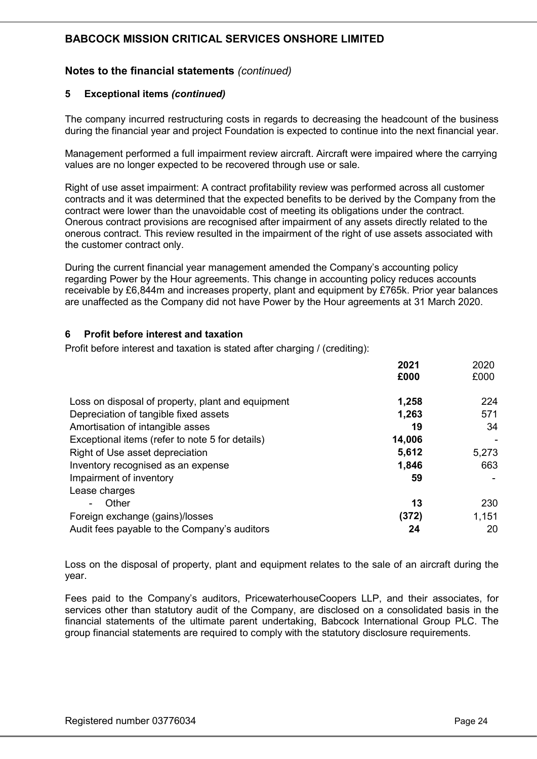**BABCOCK MISSION CRITICAL SERVICES ONSHORE LIMITED**

## Notes to the financial statements *(continued)*

### 5 Exceptional items *(continued)*

The company incurred restructuring costs in regards to decreasing the headcount of the business during the financial year and project Foundation is expected to continue into the next financial year.

Management performed a full impairment review aircraft. Aircraft were impaired where the carrying values are no longer expected to be recovered through use or sale.

Right of use asset impairment: A contract profitability review was performed across all customer contracts and it was determined that the expected benefits to be derived by the Company from the contract were lower than the unavoidable cost of meeting its obligations under the contract. Onerous contract provisions are recognised after impairment of any assets directly related to the onerous contract. This review resulted in the impairment of the right of use assets associated with the customer contract only.

During the current financial year management amended the Company's accounting policy regarding Power by the Hour agreements. This change in accounting policy reduces accounts receivable by £6,844m and increases property, plant and equipment by £765k. Prior year balances are unaffected as the Company did not have Power by the Hour agreements at 31 March 2020.

### 6 Profit before interest and taxation

Profit before interest and taxation is stated after charging / (crediting):

| | **2021** | 2020 |
|---|---|---|
| | **£000** | £000 |
| Loss on disposal of property, plant and equipment | **1,258** | 224 |
| Depreciation of tangible fixed assets | **1,263** | 571 |
| Amortisation of intangible asses | **19** | 34 |
| Exceptional items (refer to note 5 for details) | **14,006** | - |
| Right of Use asset depreciation | **5,612** | 5,273 |
| Inventory recognised as an expense | **1,846** | 663 |
| Impairment of inventory | **59** | - |
| Lease charges | | |
| - Other | **13** | 230 |
| Foreign exchange (gains)/losses | **(372)** | 1,151 |
| Audit fees payable to the Company's auditors | **24** | 20 |

Loss on the disposal of property, plant and equipment relates to the sale of an aircraft during the year.

Fees paid to the Company's auditors, PricewaterhouseCoopers LLP, and their associates, for services other than statutory audit of the Company, are disclosed on a consolidated basis in the financial statements of the ultimate parent undertaking, Babcock International Group PLC. The group financial statements are required to comply with the statutory disclosure requirements.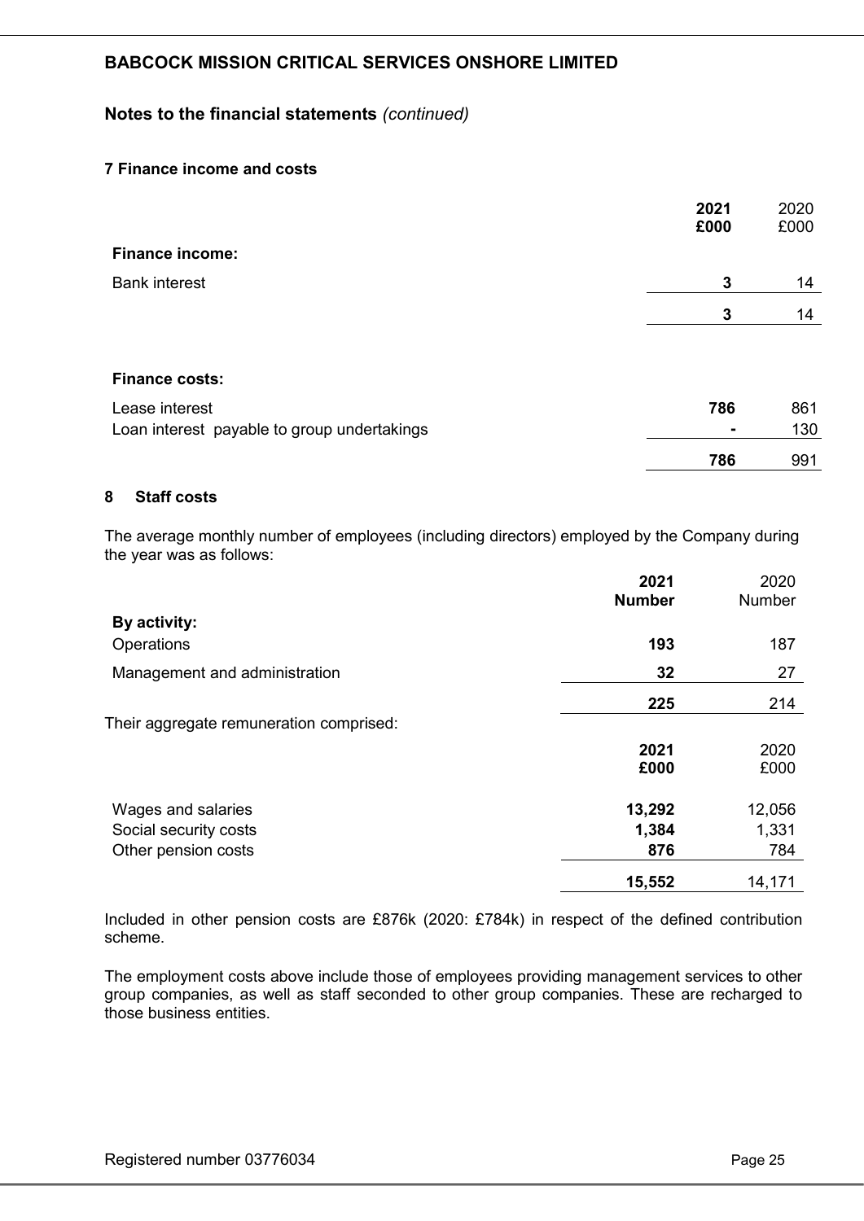# BABCOCK MISSION CRITICAL SERVICES ONSHORE LIMITED

## Notes to the financial statements *(continued)*

### 7 Finance income and costs

| | 2021 £000 | 2020 £000 |
|---|---|---|
| **Finance income:** | | |
| Bank interest | **3** | 14 |
| | **3** | 14 |
| | | |
| **Finance costs:** | | |
| Lease interest | **786** | 861 |
| Loan interest payable to group undertakings | **-** | 130 |
| | **786** | 991 |

### 8 Staff costs

The average monthly number of employees (including directors) employed by the Company during the year was as follows:

| | 2021 Number | 2020 Number |
|---|---|---|
| **By activity:** | | |
| Operations | **193** | 187 |
| Management and administration | **32** | 27 |
| | **225** | 214 |

Their aggregate remuneration comprised:

| | 2021 £000 | 2020 £000 |
|---|---|---|
| Wages and salaries | **13,292** | 12,056 |
| Social security costs | **1,384** | 1,331 |
| Other pension costs | **876** | 784 |
| | **15,552** | 14,171 |

Included in other pension costs are £876k (2020: £784k) in respect of the defined contribution scheme.

The employment costs above include those of employees providing management services to other group companies, as well as staff seconded to other group companies. These are recharged to those business entities.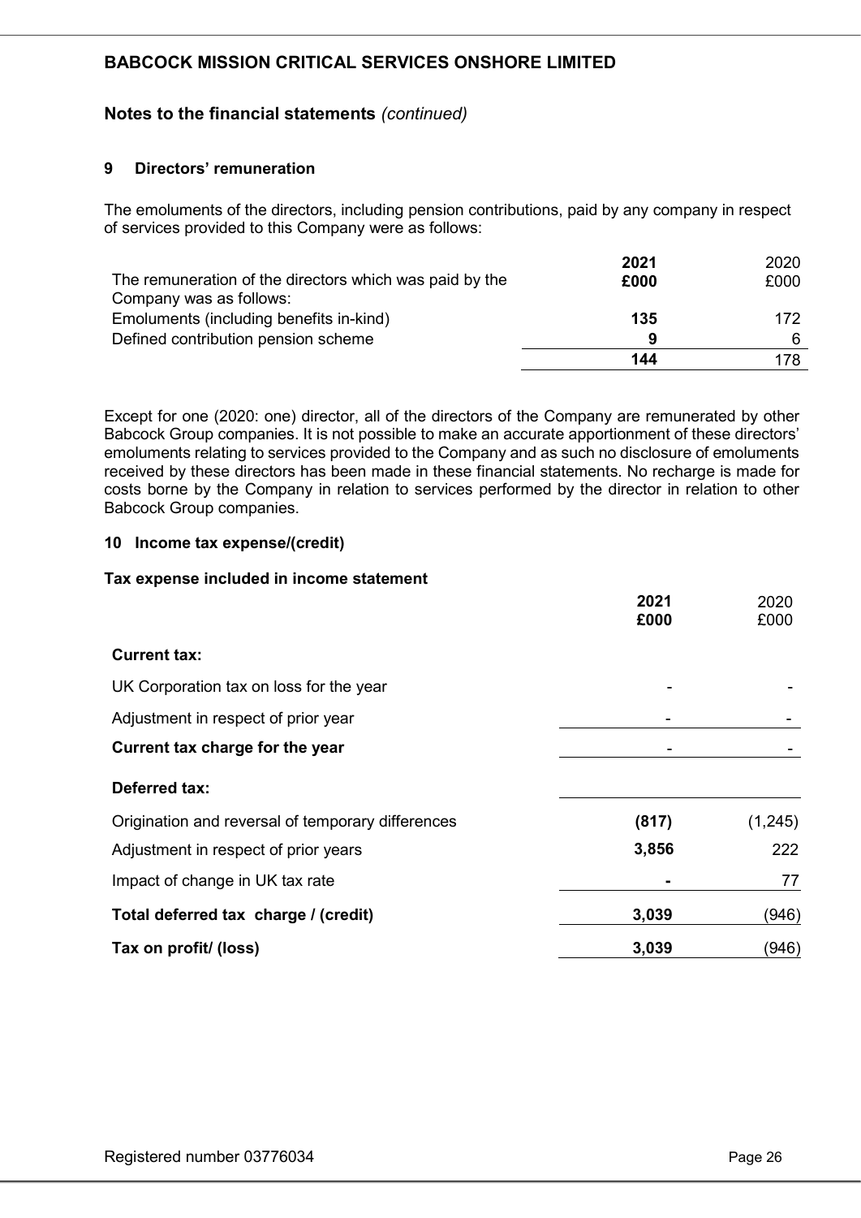## BABCOCK MISSION CRITICAL SERVICES ONSHORE LIMITED

## Notes to the financial statements *(continued)*

### 9 Directors' remuneration

The emoluments of the directors, including pension contributions, paid by any company in respect of services provided to this Company were as follows:

| The remuneration of the directors which was paid by the Company was as follows: | **2021 £000** | 2020 £000 |
|---|---|---|
| Emoluments (including benefits in-kind) | **135** | 172 |
| Defined contribution pension scheme | **9** | 6 |
| | **144** | 178 |

Except for one (2020: one) director, all of the directors of the Company are remunerated by other Babcock Group companies. It is not possible to make an accurate apportionment of these directors' emoluments relating to services provided to the Company and as such no disclosure of emoluments received by these directors has been made in these financial statements. No recharge is made for costs borne by the Company in relation to services performed by the director in relation to other Babcock Group companies.

### 10 Income tax expense/(credit)

**Tax expense included in income statement**

| | **2021 £000** | 2020 £000 |
|---|---|---|
| **Current tax:** | | |
| UK Corporation tax on loss for the year | - | - |
| Adjustment in respect of prior year | - | - |
| **Current tax charge for the year** | - | - |
| **Deferred tax:** | | |
| Origination and reversal of temporary differences | **(817)** | (1,245) |
| Adjustment in respect of prior years | **3,856** | 222 |
| Impact of change in UK tax rate | **-** | 77 |
| **Total deferred tax charge / (credit)** | **3,039** | (946) |
| **Tax on profit/ (loss)** | **3,039** | (946) |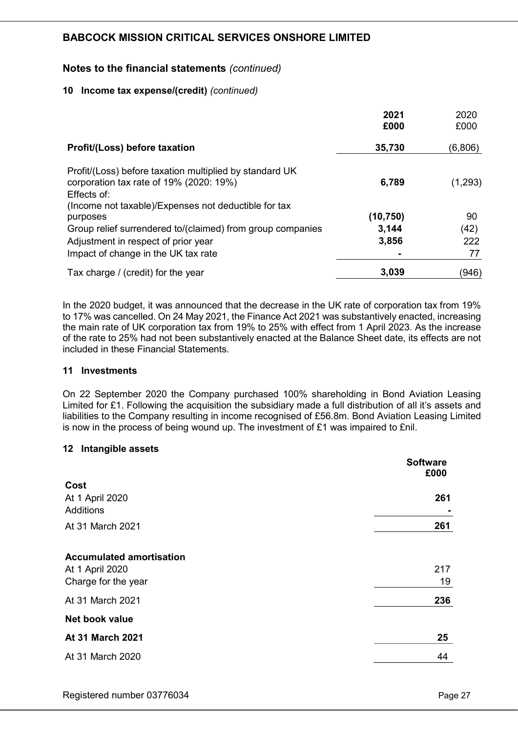## BABCOCK MISSION CRITICAL SERVICES ONSHORE LIMITED

## Notes to the financial statements *(continued)*

### 10 Income tax expense/(credit) *(continued)*

| | **2021** **£000** | 2020 £000 |
|---|---|---|
| **Profit/(Loss) before taxation** | **35,730** | (6,806) |
| Profit/(Loss) before taxation multiplied by standard UK corporation tax rate of 19% (2020: 19%) | **6,789** | (1,293) |
| Effects of: | | |
| (Income not taxable)/Expenses not deductible for tax purposes | **(10,750)** | 90 |
| Group relief surrendered to/(claimed) from group companies | **3,144** | (42) |
| Adjustment in respect of prior year | **3,856** | 222 |
| Impact of change in the UK tax rate | **-** | 77 |
| Tax charge / (credit) for the year | **3,039** | (946) |

In the 2020 budget, it was announced that the decrease in the UK rate of corporation tax from 19% to 17% was cancelled. On 24 May 2021, the Finance Act 2021 was substantively enacted, increasing the main rate of UK corporation tax from 19% to 25% with effect from 1 April 2023. As the increase of the rate to 25% had not been substantively enacted at the Balance Sheet date, its effects are not included in these Financial Statements.

### 11 Investments

On 22 September 2020 the Company purchased 100% shareholding in Bond Aviation Leasing Limited for £1. Following the acquisition the subsidiary made a full distribution of all it's assets and liabilities to the Company resulting in income recognised of £56.8m. Bond Aviation Leasing Limited is now in the process of being wound up. The investment of £1 was impaired to £nil.

### 12 Intangible assets

| | **Software** **£000** |
|---|---|
| **Cost** | |
| At 1 April 2020 | **261** |
| Additions | **-** |
| At 31 March 2021 | **261** |
| | |
| **Accumulated amortisation** | |
| At 1 April 2020 | 217 |
| Charge for the year | 19 |
| At 31 March 2021 | **236** |
| **Net book value** | |
| **At 31 March 2021** | **25** |
| At 31 March 2020 | 44 |

Registered number 03776034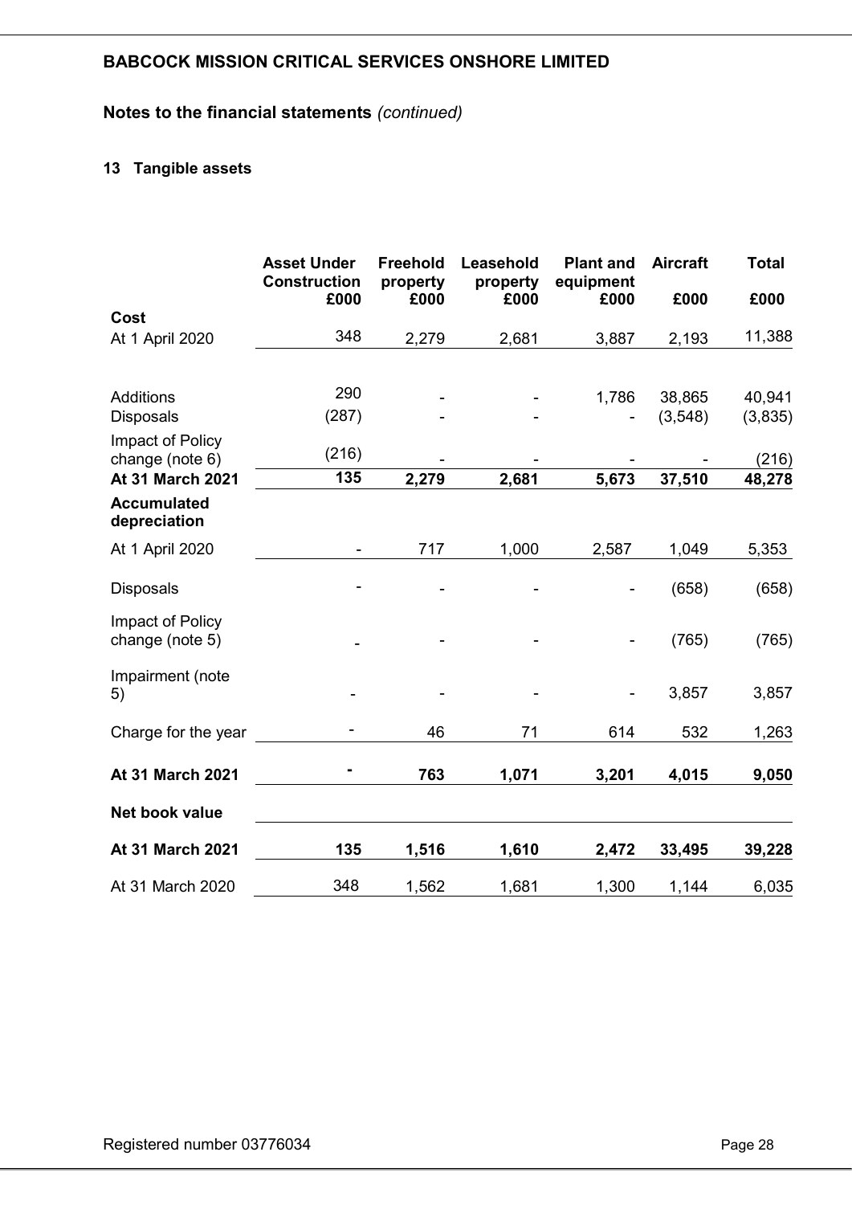## BABCOCK MISSION CRITICAL SERVICES ONSHORE LIMITED

## Notes to the financial statements *(continued)*

### 13 Tangible assets

| | Asset Under Construction £000 | Freehold property £000 | Leasehold property £000 | Plant and equipment £000 | Aircraft £000 | Total £000 |
|---|---|---|---|---|---|---|
| **Cost** | | | | | | |
| At 1 April 2020 | 348 | 2,279 | 2,681 | 3,887 | 2,193 | 11,388 |
| Additions | 290 | - | - | 1,786 | 38,865 | 40,941 |
| Disposals | (287) | - | - | - | (3,548) | (3,835) |
| Impact of Policy change (note 6) | (216) | - | - | - | - | (216) |
| **At 31 March 2021** | **135** | **2,279** | **2,681** | **5,673** | **37,510** | **48,278** |
| **Accumulated depreciation** | | | | | | |
| At 1 April 2020 | - | 717 | 1,000 | 2,587 | 1,049 | 5,353 |
| Disposals | - | - | - | - | (658) | (658) |
| Impact of Policy change (note 5) | - | - | - | - | (765) | (765) |
| Impairment (note 5) | - | - | - | - | 3,857 | 3,857 |
| Charge for the year | - | 46 | 71 | 614 | 532 | 1,263 |
| **At 31 March 2021** | **-** | **763** | **1,071** | **3,201** | **4,015** | **9,050** |
| **Net book value** | | | | | | |
| **At 31 March 2021** | **135** | **1,516** | **1,610** | **2,472** | **33,495** | **39,228** |
| At 31 March 2020 | 348 | 1,562 | 1,681 | 1,300 | 1,144 | 6,035 |

Registered number 03776034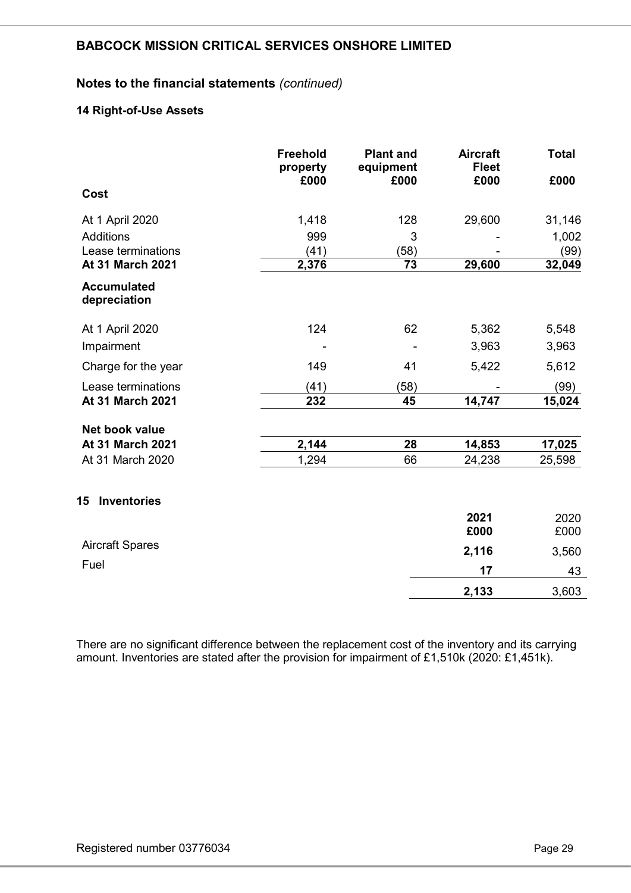## BABCOCK MISSION CRITICAL SERVICES ONSHORE LIMITED

### Notes to the financial statements *(continued)*

#### 14 Right-of-Use Assets

| | Freehold property £000 | Plant and equipment £000 | Aircraft Fleet £000 | Total £000 |
|---|---|---|---|---|
| **Cost** | | | | |
| At 1 April 2020 | 1,418 | 128 | 29,600 | 31,146 |
| Additions | 999 | 3 | - | 1,002 |
| Lease terminations | (41) | (58) | - | (99) |
| **At 31 March 2021** | **2,376** | **73** | **29,600** | **32,049** |
| **Accumulated depreciation** | | | | |
| At 1 April 2020 | 124 | 62 | 5,362 | 5,548 |
| Impairment | - | - | 3,963 | 3,963 |
| Charge for the year | 149 | 41 | 5,422 | 5,612 |
| Lease terminations | (41) | (58) | - | (99) |
| **At 31 March 2021** | **232** | **45** | **14,747** | **15,024** |
| **Net book value** | | | | |
| **At 31 March 2021** | **2,144** | **28** | **14,853** | **17,025** |
| At 31 March 2020 | 1,294 | 66 | 24,238 | 25,598 |

#### 15 Inventories

| | 2021 £000 | 2020 £000 |
|---|---|---|
| Aircraft Spares | **2,116** | 3,560 |
| Fuel | **17** | 43 |
| | **2,133** | 3,603 |

There are no significant difference between the replacement cost of the inventory and its carrying amount. Inventories are stated after the provision for impairment of £1,510k (2020: £1,451k).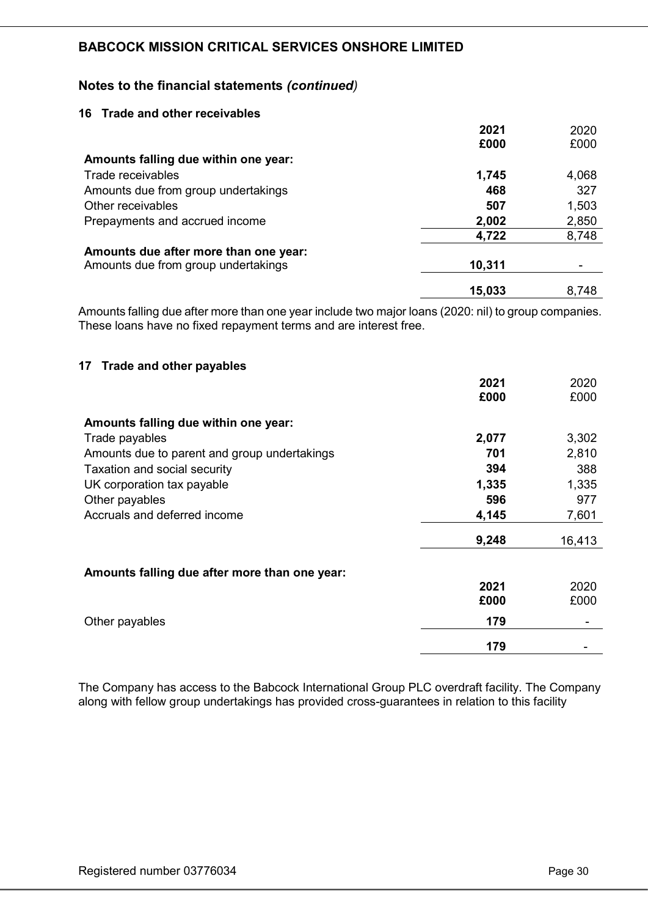## BABCOCK MISSION CRITICAL SERVICES ONSHORE LIMITED

### Notes to the financial statements *(continued)*

#### 16 Trade and other receivables

| | 2021 £000 | 2020 £000 |
|---|---|---|
| **Amounts falling due within one year:** | | |
| Trade receivables | **1,745** | 4,068 |
| Amounts due from group undertakings | **468** | 327 |
| Other receivables | **507** | 1,503 |
| Prepayments and accrued income | **2,002** | 2,850 |
| | **4,722** | 8,748 |
| **Amounts due after more than one year:** | | |
| Amounts due from group undertakings | **10,311** | - |
| | **15,033** | 8,748 |

Amounts falling due after more than one year include two major loans (2020: nil) to group companies. These loans have no fixed repayment terms and are interest free.

#### 17 Trade and other payables

| | 2021 £000 | 2020 £000 |
|---|---|---|
| **Amounts falling due within one year:** | | |
| Trade payables | **2,077** | 3,302 |
| Amounts due to parent and group undertakings | **701** | 2,810 |
| Taxation and social security | **394** | 388 |
| UK corporation tax payable | **1,335** | 1,335 |
| Other payables | **596** | 977 |
| Accruals and deferred income | **4,145** | 7,601 |
| | **9,248** | 16,413 |

**Amounts falling due after more than one year:**

| | 2021 £000 | 2020 £000 |
|---|---|---|
| Other payables | **179** | - |
| | **179** | - |

The Company has access to the Babcock International Group PLC overdraft facility. The Company along with fellow group undertakings has provided cross-guarantees in relation to this facility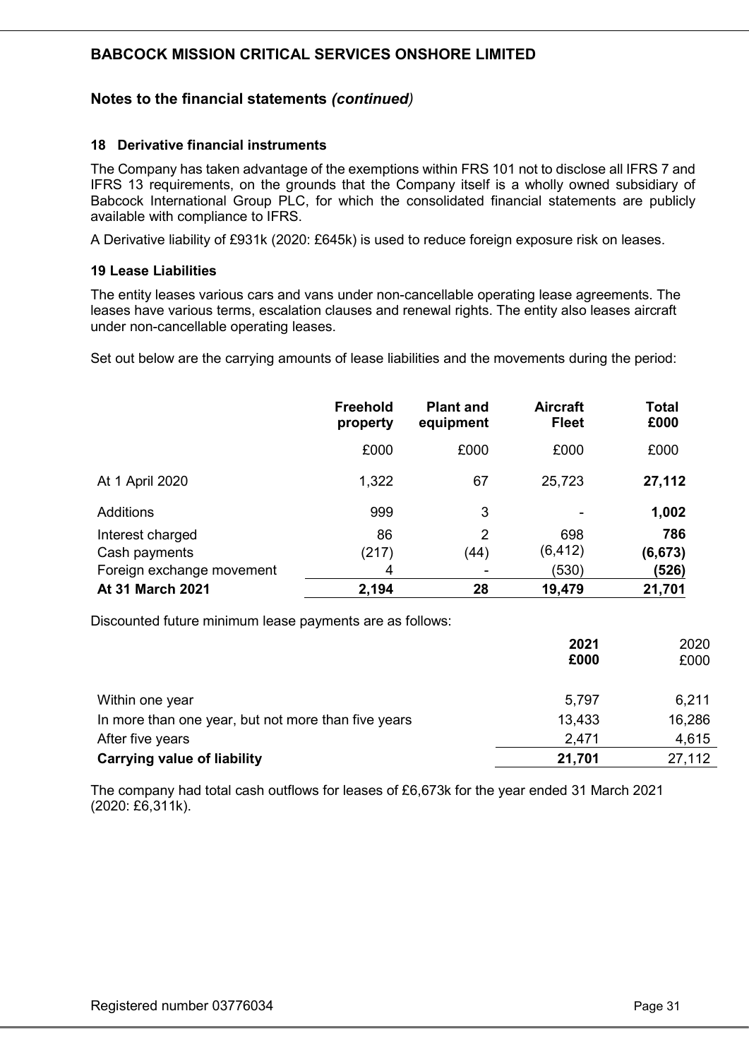# BABCOCK MISSION CRITICAL SERVICES ONSHORE LIMITED

## Notes to the financial statements *(continued)*

### 18 Derivative financial instruments

The Company has taken advantage of the exemptions within FRS 101 not to disclose all IFRS 7 and IFRS 13 requirements, on the grounds that the Company itself is a wholly owned subsidiary of Babcock International Group PLC, for which the consolidated financial statements are publicly available with compliance to IFRS.

A Derivative liability of £931k (2020: £645k) is used to reduce foreign exposure risk on leases.

### 19 Lease Liabilities

The entity leases various cars and vans under non-cancellable operating lease agreements. The leases have various terms, escalation clauses and renewal rights. The entity also leases aircraft under non-cancellable operating leases.

Set out below are the carrying amounts of lease liabilities and the movements during the period:

| | Freehold property | Plant and equipment | Aircraft Fleet | Total £000 |
|---|---|---|---|---|
| | £000 | £000 | £000 | £000 |
| At 1 April 2020 | 1,322 | 67 | 25,723 | **27,112** |
| Additions | 999 | 3 | - | **1,002** |
| Interest charged | 86 | 2 | 698 | **786** |
| Cash payments | (217) | (44) | (6,412) | **(6,673)** |
| Foreign exchange movement | 4 | - | (530) | **(526)** |
| **At 31 March 2021** | **2,194** | **28** | **19,479** | **21,701** |

Discounted future minimum lease payments are as follows:

| | 2021 £000 | 2020 £000 |
|---|---|---|
| Within one year | 5,797 | 6,211 |
| In more than one year, but not more than five years | 13,433 | 16,286 |
| After five years | 2,471 | 4,615 |
| **Carrying value of liability** | **21,701** | 27,112 |

The company had total cash outflows for leases of £6,673k for the year ended 31 March 2021 (2020: £6,311k).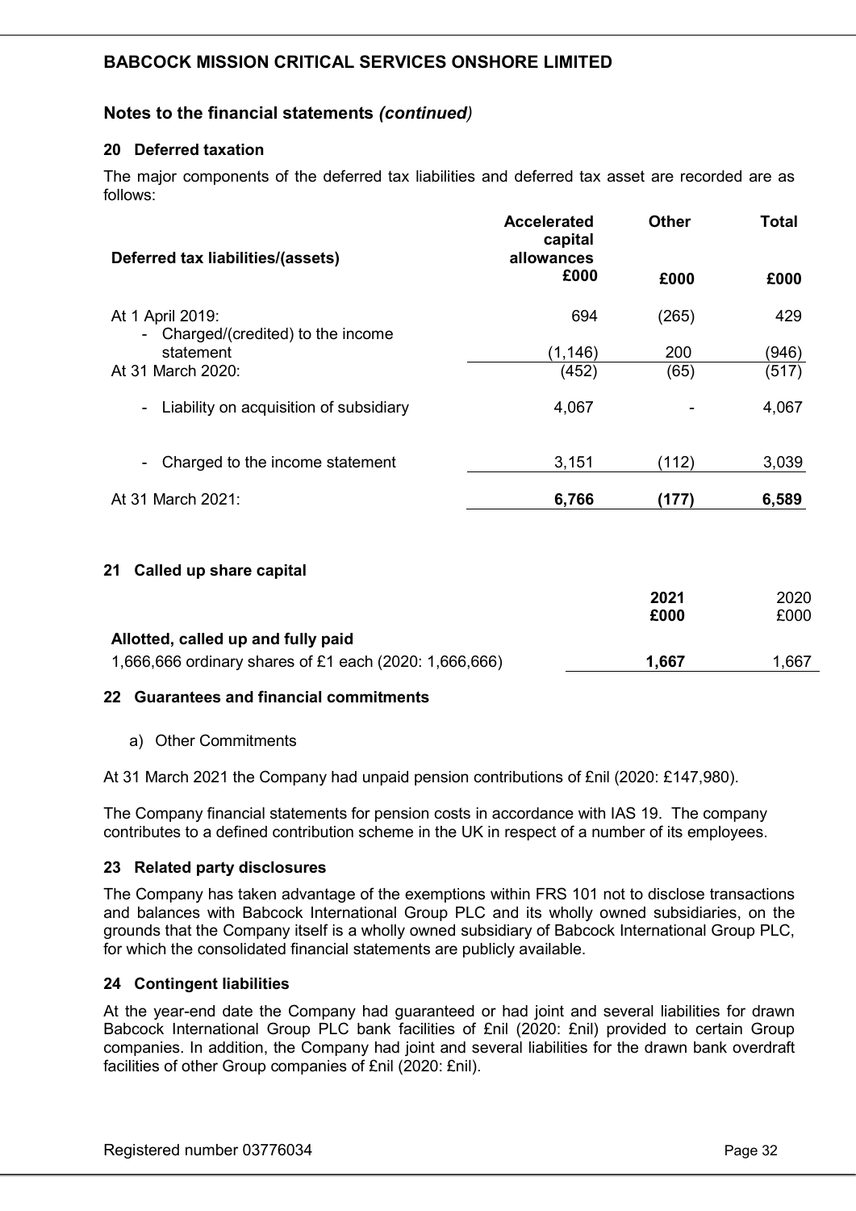**BABCOCK MISSION CRITICAL SERVICES ONSHORE LIMITED**

## Notes to the financial statements *(continued)*

### 20 Deferred taxation

The major components of the deferred tax liabilities and deferred tax asset are recorded are as follows:

| Deferred tax liabilities/(assets) | Accelerated capital allowances £000 | Other £000 | Total £000 |
|---|---|---|---|
| At 1 April 2019: | 694 | (265) | 429 |
| - Charged/(credited) to the income statement | (1,146) | 200 | (946) |
| At 31 March 2020: | (452) | (65) | (517) |
| - Liability on acquisition of subsidiary | 4,067 | - | 4,067 |
| - Charged to the income statement | 3,151 | (112) | 3,039 |
| At 31 March 2021: | **6,766** | **(177)** | **6,589** |

### 21 Called up share capital

| | 2021 £000 | 2020 £000 |
|---|---|---|
| **Allotted, called up and fully paid** | | |
| 1,666,666 ordinary shares of £1 each (2020: 1,666,666) | **1,667** | 1,667 |

### 22 Guarantees and financial commitments

a) Other Commitments

At 31 March 2021 the Company had unpaid pension contributions of £nil (2020: £147,980).

The Company financial statements for pension costs in accordance with IAS 19. The company contributes to a defined contribution scheme in the UK in respect of a number of its employees.

### 23 Related party disclosures

The Company has taken advantage of the exemptions within FRS 101 not to disclose transactions and balances with Babcock International Group PLC and its wholly owned subsidiaries, on the grounds that the Company itself is a wholly owned subsidiary of Babcock International Group PLC, for which the consolidated financial statements are publicly available.

### 24 Contingent liabilities

At the year-end date the Company had guaranteed or had joint and several liabilities for drawn Babcock International Group PLC bank facilities of £nil (2020: £nil) provided to certain Group companies. In addition, the Company had joint and several liabilities for the drawn bank overdraft facilities of other Group companies of £nil (2020: £nil).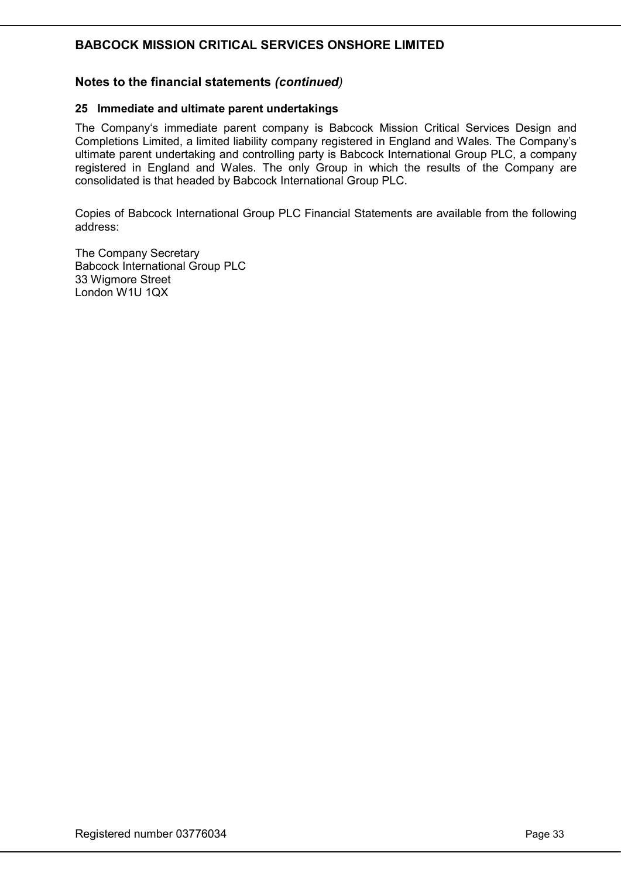## Notes to the financial statements *(continued)*

### 25 Immediate and ultimate parent undertakings

The Company's immediate parent company is Babcock Mission Critical Services Design and Completions Limited, a limited liability company registered in England and Wales. The Company's ultimate parent undertaking and controlling party is Babcock International Group PLC, a company registered in England and Wales. The only Group in which the results of the Company are consolidated is that headed by Babcock International Group PLC.

Copies of Babcock International Group PLC Financial Statements are available from the following address:

The Company Secretary
Babcock International Group PLC
33 Wigmore Street
London W1U 1QX